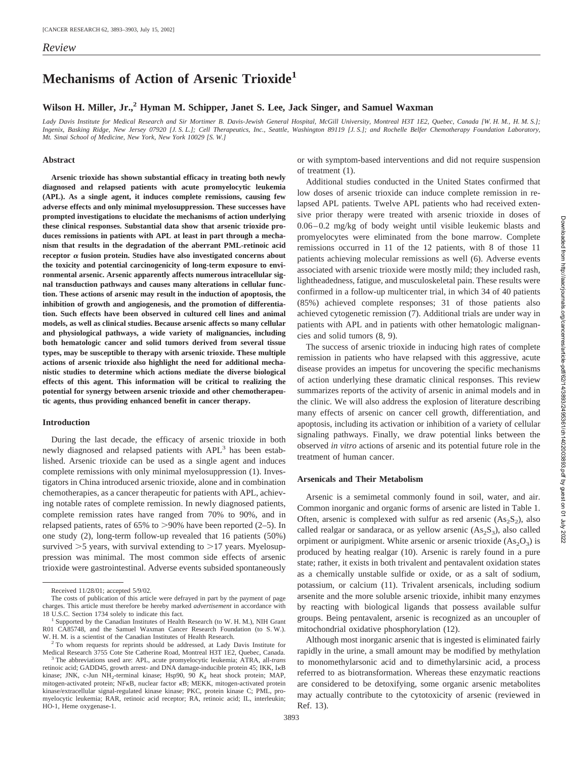*Review*

# Mechanisms of Action of Arsenic Trioxide[1]

**Wilson H. Miller, Jr.,[2] Hyman M. Schipper, Janet S. Lee, Jack Singer, and Samuel Waxman**

*Lady Davis Institute for Medical Research and Sir Mortimer B. Davis-Jewish General Hospital, McGill University, Montreal H3T 1E2, Quebec, Canada [W. H. M., H. M. S.]; Ingenix, Basking Ridge, New Jersey 07920 [J. S. L.]; Cell Therapeutics, Inc., Seattle, Washington 89119 [J. S.]; and Rochelle Belfer Chemotherapy Foundation Laboratory, Mt. Sinai School of Medicine, New York, New York 10029 [S. W.]*

## Abstract

**Arsenic trioxide has shown substantial efficacy in treating both newly diagnosed and relapsed patients with acute promyelocytic leukemia (APL). As a single agent, it induces complete remissions, causing few adverse effects and only minimal myelosuppression. These successes have prompted investigations to elucidate the mechanisms of action underlying these clinical responses. Substantial data show that arsenic trioxide produces remissions in patients with APL at least in part through a mechanism that results in the degradation of the aberrant PML-retinoic acid receptor α fusion protein. Studies have also investigated concerns about the toxicity and potential carcinogenicity of long-term exposure to environmental arsenic. Arsenic apparently affects numerous intracellular signal transduction pathways and causes many alterations in cellular function. These actions of arsenic may result in the induction of apoptosis, the inhibition of growth and angiogenesis, and the promotion of differentiation. Such effects have been observed in cultured cell lines and animal models, as well as clinical studies. Because arsenic affects so many cellular and physiological pathways, a wide variety of malignancies, including both hematologic cancer and solid tumors derived from several tissue types, may be susceptible to therapy with arsenic trioxide. These multiple actions of arsenic trioxide also highlight the need for additional mechanistic studies to determine which actions mediate the diverse biological effects of this agent. This information will be critical to realizing the potential for synergy between arsenic trioxide and other chemotherapeutic agents, thus providing enhanced benefit in cancer therapy.**

## Introduction

During the last decade, the efficacy of arsenic trioxide in both newly diagnosed and relapsed patients with APL[3] has been established. Arsenic trioxide can be used as a single agent and induces complete remissions with only minimal myelosuppression (1). Investigators in China introduced arsenic trioxide, alone and in combination chemotherapies, as a cancer therapeutic for patients with APL, achieving notable rates of complete remission. In newly diagnosed patients, complete remission rates have ranged from 70% to 90%, and in relapsed patients, rates of 65% to >90% have been reported (2–5). In one study (2), long-term follow-up revealed that 16 patients (50%) survived >5 years, with survival extending to >17 years. Myelosuppression was minimal. The most common side effects of arsenic trioxide were gastrointestinal. Adverse events subsided spontaneously or with symptom-based interventions and did not require suspension of treatment (1).

Additional studies conducted in the United States confirmed that low doses of arsenic trioxide can induce complete remission in relapsed APL patients. Twelve APL patients who had received extensive prior therapy were treated with arsenic trioxide in doses of 0.06–0.2 mg/kg of body weight until visible leukemic blasts and promyelocytes were eliminated from the bone marrow. Complete remissions occurred in 11 of the 12 patients, with 8 of those 11 patients achieving molecular remissions as well (6). Adverse events associated with arsenic trioxide were mostly mild; they included rash, lightheadedness, fatigue, and musculoskeletal pain. These results were confirmed in a follow-up multicenter trial, in which 34 of 40 patients (85%) achieved complete responses; 31 of those patients also achieved cytogenetic remission (7). Additional trials are under way in patients with APL and in patients with other hematologic malignancies and solid tumors (8, 9).

The success of arsenic trioxide in inducing high rates of complete remission in patients who have relapsed with this aggressive, acute disease provides an impetus for uncovering the specific mechanisms of action underlying these dramatic clinical responses. This review summarizes reports of the activity of arsenic in animal models and in the clinic. We will also address the explosion of literature describing many effects of arsenic on cancer cell growth, differentiation, and apoptosis, including its activation or inhibition of a variety of cellular signaling pathways. Finally, we draw potential links between the observed *in vitro* actions of arsenic and its potential future role in the treatment of human cancer.

## Arsenicals and Their Metabolism

Arsenic is a semimetal commonly found in soil, water, and air. Common inorganic and organic forms of arsenic are listed in Table 1. Often, arsenic is complexed with sulfur as red arsenic ($As_2S_2$), also called realgar or sandaraca, or as yellow arsenic ($As_2S_3$), also called orpiment or auripigment. White arsenic or arsenic trioxide ($As_2O_3$) is produced by heating realgar (10). Arsenic is rarely found in a pure state; rather, it exists in both trivalent and pentavalent oxidation states as a chemically unstable sulfide or oxide, or as a salt of sodium, potassium, or calcium (11). Trivalent arsenicals, including sodium arsenite and the more soluble arsenic trioxide, inhibit many enzymes by reacting with biological ligands that possess available sulfur groups. Being pentavalent, arsenic is recognized as an uncoupler of mitochondrial oxidative phosphorylation (12).

Although most inorganic arsenic that is ingested is eliminated fairly rapidly in the urine, a small amount may be modified by methylation to monomethylarsonic acid and to dimethylarsinic acid, a process referred to as biotransformation. Whereas these enzymatic reactions are considered to be detoxifying, some organic arsenic metabolites may actually contribute to the cytotoxicity of arsenic (reviewed in Ref. 13).

---

Received 11/28/01; accepted 5/9/02.

The costs of publication of this article were defrayed in part by the payment of page charges. This article must therefore be hereby marked *advertisement* in accordance with 18 U.S.C. Section 1734 solely to indicate this fact.

[1] Supported by the Canadian Institutes of Health Research (to W. H. M.), NIH Grant R01 CA85748, and the Samuel Waxman Cancer Research Foundation (to S. W.). W. H. M. is a scientist of the Canadian Institutes of Health Research.

[2] To whom requests for reprints should be addressed, at Lady Davis Institute for Medical Research 3755 Cote Ste Catherine Road, Montreal H3T 1E2, Quebec, Canada.

[3] The abbreviations used are: APL, acute promyelocytic leukemia; ATRA, all-*trans* retinoic acid; GADD45, growth arrest- and DNA damage-inducible protein 45; IKK, IκB kinase; JNK, c-Jun $NH_2$-terminal kinase; Hsp90, 90 $K_d$ heat shock protein; MAP, mitogen-activated protein; NFκB, nuclear factor κB; MEKK, mitogen-activated protein kinase/extracellular signal-regulated kinase kinase; PKC, protein kinase C; PML, promyelocytic leukemia; RAR, retinoic acid receptor; RA, retinoic acid; IL, interleukin; HO-1, Heme oxygenase-1.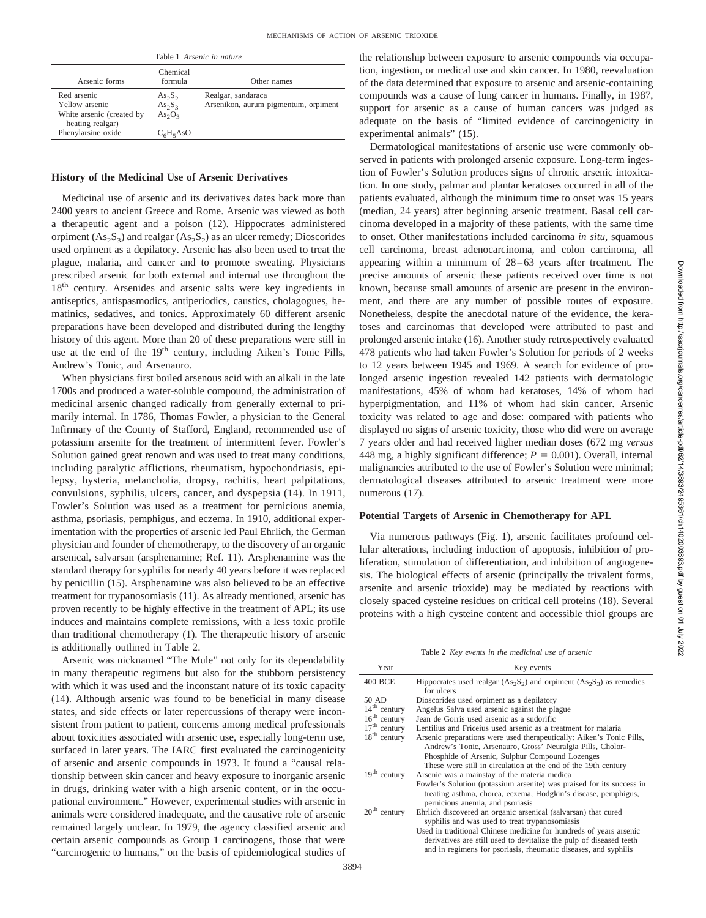Table 1 *Arsenic in nature*

| Arsenic forms | Chemical formula | Other names |
|---|---|---|
| Red arsenic | $As_2S_2$ | Realgar, sandaraca |
| Yellow arsenic | $As_2S_3$ | Arsenikon, aurum pigmentum, orpiment |
| White arsenic (created by heating realgar) | $As_2O_3$ | |
| Phenylarsine oxide | $C_6H_5AsO$ | |

### History of the Medicinal Use of Arsenic Derivatives

Medicinal use of arsenic and its derivatives dates back more than 2400 years to ancient Greece and Rome. Arsenic was viewed as both a therapeutic agent and a poison (12). Hippocrates administered orpiment ($As_2S_3$) and realgar ($As_2S_2$) as an ulcer remedy; Dioscorides used orpiment as a depilatory. Arsenic has also been used to treat the plague, malaria, and cancer and to promote sweating. Physicians prescribed arsenic for both external and internal use throughout the 18th century. Arsenides and arsenic salts were key ingredients in antiseptics, antispasmodics, antiperiodics, caustics, cholagogues, hematinics, sedatives, and tonics. Approximately 60 different arsenic preparations have been developed and distributed during the lengthy history of this agent. More than 20 of these preparations were still in use at the end of the 19th century, including Aiken's Tonic Pills, Andrew's Tonic, and Arsenauro.

When physicians first boiled arsenous acid with an alkali in the late 1700s and produced a water-soluble compound, the administration of medicinal arsenic changed radically from generally external to primarily internal. In 1786, Thomas Fowler, a physician to the General Infirmary of the County of Stafford, England, recommended use of potassium arsenite for the treatment of intermittent fever. Fowler's Solution gained great renown and was used to treat many conditions, including paralytic afflictions, rheumatism, hypochondriasis, epilepsy, hysteria, melancholia, dropsy, rachitis, heart palpitations, convulsions, syphilis, ulcers, cancer, and dyspepsia (14). In 1911, Fowler's Solution was used as a treatment for pernicious anemia, asthma, psoriasis, pemphigus, and eczema. In 1910, additional experimentation with the properties of arsenic led Paul Ehrlich, the German physician and founder of chemotherapy, to the discovery of an organic arsenical, salvarsan (arsphenamine; Ref. 11). Arsphenamine was the standard therapy for syphilis for nearly 40 years before it was replaced by penicillin (15). Arsphenamine was also believed to be an effective treatment for trypanosomiasis (11). As already mentioned, arsenic has proven recently to be highly effective in the treatment of APL; its use induces and maintains complete remissions, with a less toxic profile than traditional chemotherapy (1). The therapeutic history of arsenic is additionally outlined in Table 2.

Arsenic was nicknamed "The Mule" not only for its dependability in many therapeutic regimens but also for the stubborn persistency with which it was used and the inconstant nature of its toxic capacity (14). Although arsenic was found to be beneficial in many disease states, and side effects or later repercussions of therapy were inconsistent from patient to patient, concerns among medical professionals about toxicities associated with arsenic use, especially long-term use, surfaced in later years. The IARC first evaluated the carcinogenicity of arsenic and arsenic compounds in 1973. It found a "causal relationship between skin cancer and heavy exposure to inorganic arsenic in drugs, drinking water with a high arsenic content, or in the occupational environment." However, experimental studies with arsenic in animals were considered inadequate, and the causative role of arsenic remained largely unclear. In 1979, the agency classified arsenic and certain arsenic compounds as Group 1 carcinogens, those that were "carcinogenic to humans," on the basis of epidemiological studies of the relationship between exposure to arsenic compounds via occupation, ingestion, or medical use and skin cancer. In 1980, reevaluation of the data determined that exposure to arsenic and arsenic-containing compounds was a cause of lung cancer in humans. Finally, in 1987, support for arsenic as a cause of human cancers was judged as adequate on the basis of "limited evidence of carcinogenicity in experimental animals" (15).

Dermatological manifestations of arsenic use were commonly observed in patients with prolonged arsenic exposure. Long-term ingestion of Fowler's Solution produces signs of chronic arsenic intoxication. In one study, palmar and plantar keratoses occurred in all of the patients evaluated, although the minimum time to onset was 15 years (median, 24 years) after beginning arsenic treatment. Basal cell carcinoma developed in a majority of these patients, with the same time to onset. Other manifestations included carcinoma *in situ*, squamous cell carcinoma, breast adenocarcinoma, and colon carcinoma, all appearing within a minimum of 28–63 years after treatment. The precise amounts of arsenic these patients received over time is not known, because small amounts of arsenic are present in the environment, and there are any number of possible routes of exposure. Nonetheless, despite the anecdotal nature of the evidence, the keratoses and carcinomas that developed were attributed to past and prolonged arsenic intake (16). Another study retrospectively evaluated 478 patients who had taken Fowler's Solution for periods of 2 weeks to 12 years between 1945 and 1969. A search for evidence of prolonged arsenic ingestion revealed 142 patients with dermatologic manifestations, 45% of whom had keratoses, 14% of whom had hyperpigmentation, and 11% of whom had skin cancer. Arsenic toxicity was related to age and dose: compared with patients who displayed no signs of arsenic toxicity, those who did were on average 7 years older and had received higher median doses (672 mg *versus* 448 mg, a highly significant difference; $P = 0.001$). Overall, internal malignancies attributed to the use of Fowler's Solution were minimal; dermatological diseases attributed to arsenic treatment were more numerous (17).

### Potential Targets of Arsenic in Chemotherapy for APL

Via numerous pathways (Fig. 1), arsenic facilitates profound cellular alterations, including induction of apoptosis, inhibition of proliferation, stimulation of differentiation, and inhibition of angiogenesis. The biological effects of arsenic (principally the trivalent forms, arsenite and arsenic trioxide) may be mediated by reactions with closely spaced cysteine residues on critical cell proteins (18). Several proteins with a high cysteine content and accessible thiol groups are

Table 2 *Key events in the medicinal use of arsenic*

| Year | Key events |
|---|---|
| 400 BCE | Hippocrates used realgar ($As_2S_2$) and orpiment ($As_2S_3$) as remedies for ulcers |
| 50 AD | Dioscorides used orpiment as a depilatory |
| 14th century | Angelus Salva used arsenic against the plague |
| 16th century | Jean de Gorris used arsenic as a sudorific |
| 17th century | Lentilius and Friceius used arsenic as a treatment for malaria |
| 18th century | Arsenic preparations were used therapeutically: Aiken's Tonic Pills, Andrew's Tonic, Arsenauro, Gross' Neuralgia Pills, Cholor-Phosphide of Arsenic, Sulphur Compound Lozenges These were still in circulation at the end of the 19th century |
| 19th century | Arsenic was a mainstay of the materia medica Fowler's Solution (potassium arsenite) was praised for its success in treating asthma, chorea, eczema, Hodgkin's disease, pemphigus, pernicious anemia, and psoriasis |
| 20th century | Ehrlich discovered an organic arsenical (salvarsan) that cured syphilis and was used to treat trypanosomiasis Used in traditional Chinese medicine for hundreds of years arsenic derivatives are still used to devitalize the pulp of diseased teeth and in regimens for psoriasis, rheumatic diseases, and syphilis |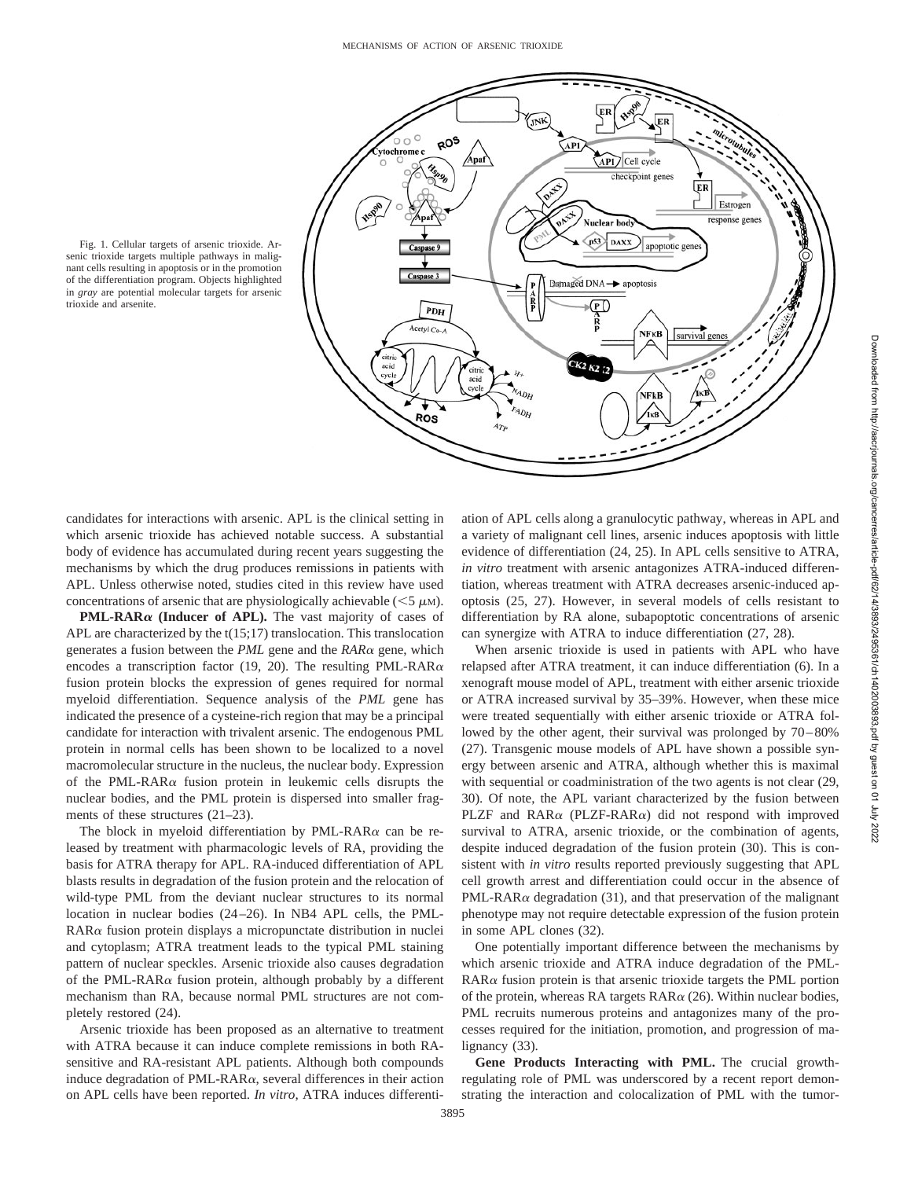Fig. 1. Cellular targets of arsenic trioxide. Arsenic trioxide targets multiple pathways in malignant cells resulting in apoptosis or in the promotion of the differentiation program. Objects highlighted in *gray* are potential molecular targets for arsenic trioxide and arsenite.

candidates for interactions with arsenic. APL is the clinical setting in which arsenic trioxide has achieved notable success. A substantial body of evidence has accumulated during recent years suggesting the mechanisms by which the drug produces remissions in patients with APL. Unless otherwise noted, studies cited in this review have used concentrations of arsenic that are physiologically achievable ($<5$ $\mu$M).

**PML-RARα (Inducer of APL).** The vast majority of cases of APL are characterized by the t(15;17) translocation. This translocation generates a fusion between the *PML* gene and the *RARα* gene, which encodes a transcription factor (19, 20). The resulting PML-RARα fusion protein blocks the expression of genes required for normal myeloid differentiation. Sequence analysis of the *PML* gene has indicated the presence of a cysteine-rich region that may be a principal candidate for interaction with trivalent arsenic. The endogenous PML protein in normal cells has been shown to be localized to a novel macromolecular structure in the nucleus, the nuclear body. Expression of the PML-RARα fusion protein in leukemic cells disrupts the nuclear bodies, and the PML protein is dispersed into smaller fragments of these structures (21–23).

The block in myeloid differentiation by PML-RARα can be released by treatment with pharmacologic levels of RA, providing the basis for ATRA therapy for APL. RA-induced differentiation of APL blasts results in degradation of the fusion protein and the relocation of wild-type PML from the deviant nuclear structures to its normal location in nuclear bodies (24–26). In NB4 APL cells, the PML-RARα fusion protein displays a micropunctate distribution in nuclei and cytoplasm; ATRA treatment leads to the typical PML staining pattern of nuclear speckles. Arsenic trioxide also causes degradation of the PML-RARα fusion protein, although probably by a different mechanism than RA, because normal PML structures are not completely restored (24).

Arsenic trioxide has been proposed as an alternative to treatment with ATRA because it can induce complete remissions in both RA-sensitive and RA-resistant APL patients. Although both compounds induce degradation of PML-RARα, several differences in their action on APL cells have been reported. *In vitro*, ATRA induces differentiation of APL cells along a granulocytic pathway, whereas in APL and a variety of malignant cell lines, arsenic induces apoptosis with little evidence of differentiation (24, 25). In APL cells sensitive to ATRA, *in vitro* treatment with arsenic antagonizes ATRA-induced differentiation, whereas treatment with ATRA decreases arsenic-induced apoptosis (25, 27). However, in several models of cells resistant to differentiation by RA alone, subapoptotic concentrations of arsenic can synergize with ATRA to induce differentiation (27, 28).

When arsenic trioxide is used in patients with APL who have relapsed after ATRA treatment, it can induce differentiation (6). In a xenograft mouse model of APL, treatment with either arsenic trioxide or ATRA increased survival by 35–39%. However, when these mice were treated sequentially with either arsenic trioxide or ATRA followed by the other agent, their survival was prolonged by 70–80% (27). Transgenic mouse models of APL have shown a possible synergy between arsenic and ATRA, although whether this is maximal with sequential or coadministration of the two agents is not clear (29, 30). Of note, the APL variant characterized by the fusion between PLZF and RARα (PLZF-RARα) did not respond with improved survival to ATRA, arsenic trioxide, or the combination of agents, despite induced degradation of the fusion protein (30). This is consistent with *in vitro* results reported previously suggesting that APL cell growth arrest and differentiation could occur in the absence of PML-RARα degradation (31), and that preservation of the malignant phenotype may not require detectable expression of the fusion protein in some APL clones (32).

One potentially important difference between the mechanisms by which arsenic trioxide and ATRA induce degradation of the PML-RARα fusion protein is that arsenic trioxide targets the PML portion of the protein, whereas RA targets RARα (26). Within nuclear bodies, PML recruits numerous proteins and antagonizes many of the processes required for the initiation, promotion, and progression of malignancy (33).

**Gene Products Interacting with PML.** The crucial growth-regulating role of PML was underscored by a recent report demonstrating the interaction and colocalization of PML with the tumor-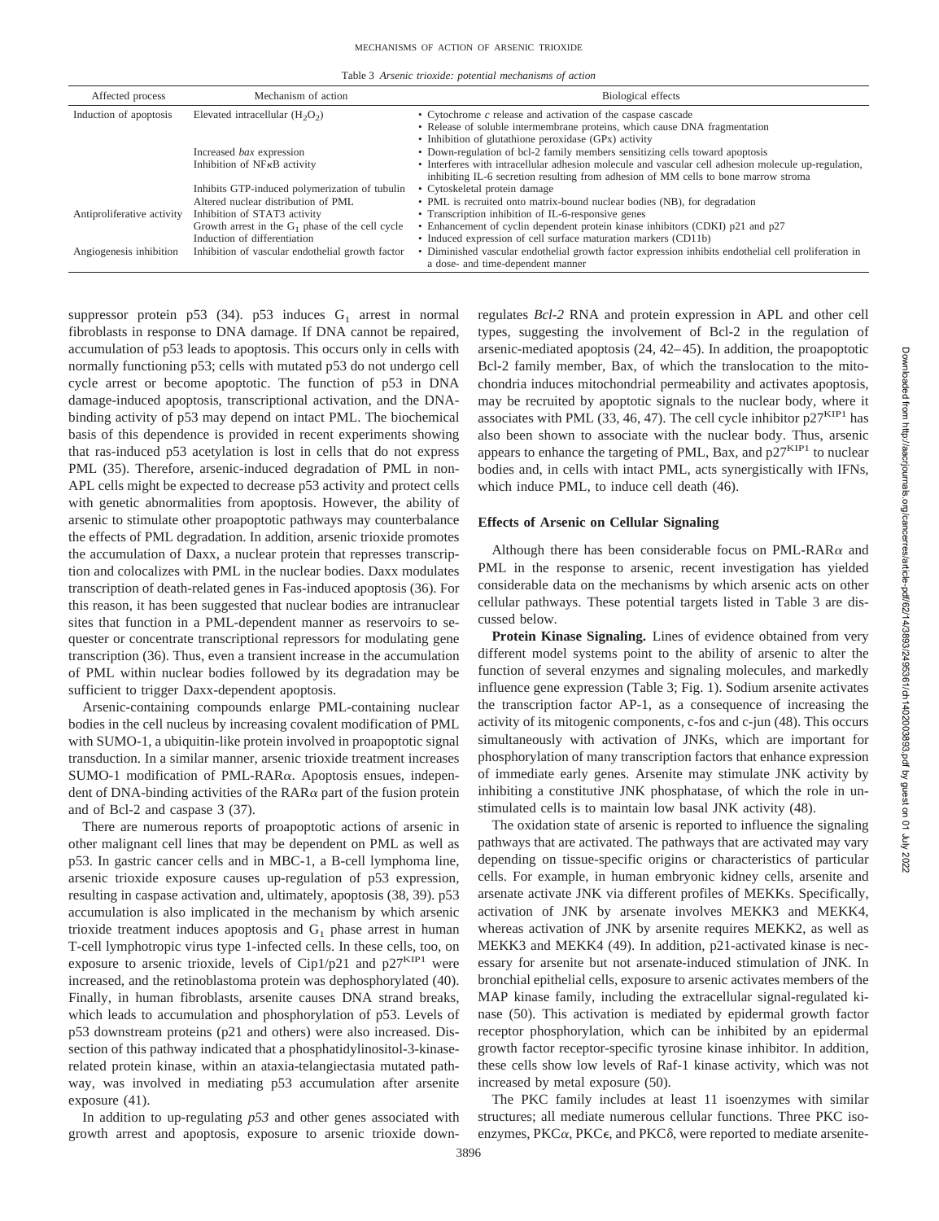Table 3 *Arsenic trioxide: potential mechanisms of action*

| Affected process | Mechanism of action | Biological effects |
|---|---|---|
| Induction of apoptosis | Elevated intracellular ($H_2O_2$) | • Cytochrome *c* release and activation of the caspase cascade<br>• Release of soluble intermembrane proteins, which cause DNA fragmentation<br>• Inhibition of glutathione peroxidase (GPx) activity |
| | Increased *bax* expression | • Down-regulation of bcl-2 family members sensitizing cells toward apoptosis |
| | Inhibition of NFκB activity | • Interferes with intracellular adhesion molecule and vascular cell adhesion molecule up-regulation, inhibiting IL-6 secretion resulting from adhesion of MM cells to bone marrow stroma |
| | Inhibits GTP-induced polymerization of tubulin | • Cytoskeletal protein damage |
| | Altered nuclear distribution of PML | • PML is recruited onto matrix-bound nuclear bodies (NB), for degradation |
| Antiproliferative activity | Inhibition of STAT3 activity | • Transcription inhibition of IL-6-responsive genes |
| | Growth arrest in the $G_1$ phase of the cell cycle | • Enhancement of cyclin dependent protein kinase inhibitors (CDKI) p21 and p27 |
| | Induction of differentiation | • Induced expression of cell surface maturation markers (CD11b) |
| Angiogenesis inhibition | Inhibition of vascular endothelial growth factor | • Diminished vascular endothelial growth factor expression inhibits endothelial cell proliferation in a dose- and time-dependent manner |

suppressor protein p53 (34). p53 induces $G_1$ arrest in normal fibroblasts in response to DNA damage. If DNA cannot be repaired, accumulation of p53 leads to apoptosis. This occurs only in cells with normally functioning p53; cells with mutated p53 do not undergo cell cycle arrest or become apoptotic. The function of p53 in DNA damage-induced apoptosis, transcriptional activation, and the DNA-binding activity of p53 may depend on intact PML. The biochemical basis of this dependence is provided in recent experiments showing that ras-induced p53 acetylation is lost in cells that do not express PML (35). Therefore, arsenic-induced degradation of PML in non-APL cells might be expected to decrease p53 activity and protect cells with genetic abnormalities from apoptosis. However, the ability of arsenic to stimulate other proapoptotic pathways may counterbalance the effects of PML degradation. In addition, arsenic trioxide promotes the accumulation of Daxx, a nuclear protein that represses transcription and colocalizes with PML in the nuclear bodies. Daxx modulates transcription of death-related genes in Fas-induced apoptosis (36). For this reason, it has been suggested that nuclear bodies are intranuclear sites that function in a PML-dependent manner as reservoirs to sequester or concentrate transcriptional repressors for modulating gene transcription (36). Thus, even a transient increase in the accumulation of PML within nuclear bodies followed by its degradation may be sufficient to trigger Daxx-dependent apoptosis.

Arsenic-containing compounds enlarge PML-containing nuclear bodies in the cell nucleus by increasing covalent modification of PML with SUMO-1, a ubiquitin-like protein involved in proapoptotic signal transduction. In a similar manner, arsenic trioxide treatment increases SUMO-1 modification of PML-RARα. Apoptosis ensues, independent of DNA-binding activities of the RARα part of the fusion protein and of Bcl-2 and caspase 3 (37).

There are numerous reports of proapoptotic actions of arsenic in other malignant cell lines that may be dependent on PML as well as p53. In gastric cancer cells and in MBC-1, a B-cell lymphoma line, arsenic trioxide exposure causes up-regulation of p53 expression, resulting in caspase activation and, ultimately, apoptosis (38, 39). p53 accumulation is also implicated in the mechanism by which arsenic trioxide treatment induces apoptosis and $G_1$ phase arrest in human T-cell lymphotropic virus type 1-infected cells. In these cells, too, on exposure to arsenic trioxide, levels of Cip1/p21 and $p27^{KIP1}$ were increased, and the retinoblastoma protein was dephosphorylated (40). Finally, in human fibroblasts, arsenite causes DNA strand breaks, which leads to accumulation and phosphorylation of p53. Levels of p53 downstream proteins (p21 and others) were also increased. Dissection of this pathway indicated that a phosphatidylinositol-3-kinase-related protein kinase, within an ataxia-telangiectasia mutated pathway, was involved in mediating p53 accumulation after arsenite exposure (41).

In addition to up-regulating *p53* and other genes associated with growth arrest and apoptosis, exposure to arsenic trioxide down-regulates *Bcl-2* RNA and protein expression in APL and other cell types, suggesting the involvement of Bcl-2 in the regulation of arsenic-mediated apoptosis (24, 42–45). In addition, the proapoptotic Bcl-2 family member, Bax, of which the translocation to the mitochondria induces mitochondrial permeability and activates apoptosis, may be recruited by apoptotic signals to the nuclear body, where it associates with PML (33, 46, 47). The cell cycle inhibitor $p27^{KIP1}$ has also been shown to associate with the nuclear body. Thus, arsenic appears to enhance the targeting of PML, Bax, and $p27^{KIP1}$ to nuclear bodies and, in cells with intact PML, acts synergistically with IFNs, which induce PML, to induce cell death (46).

### Effects of Arsenic on Cellular Signaling

Although there has been considerable focus on PML-RARα and PML in the response to arsenic, recent investigation has yielded considerable data on the mechanisms by which arsenic acts on other cellular pathways. These potential targets listed in Table 3 are discussed below.

**Protein Kinase Signaling.** Lines of evidence obtained from very different model systems point to the ability of arsenic to alter the function of several enzymes and signaling molecules, and markedly influence gene expression (Table 3; Fig. 1). Sodium arsenite activates the transcription factor AP-1, as a consequence of increasing the activity of its mitogenic components, c-fos and c-jun (48). This occurs simultaneously with activation of JNKs, which are important for phosphorylation of many transcription factors that enhance expression of immediate early genes. Arsenite may stimulate JNK activity by inhibiting a constitutive JNK phosphatase, of which the role in unstimulated cells is to maintain low basal JNK activity (48).

The oxidation state of arsenic is reported to influence the signaling pathways that are activated. The pathways that are activated may vary depending on tissue-specific origins or characteristics of particular cells. For example, in human embryonic kidney cells, arsenite and arsenate activate JNK via different profiles of MEKKs. Specifically, activation of JNK by arsenate involves MEKK3 and MEKK4, whereas activation of JNK by arsenite requires MEKK2, as well as MEKK3 and MEKK4 (49). In addition, p21-activated kinase is necessary for arsenite but not arsenate-induced stimulation of JNK. In bronchial epithelial cells, exposure to arsenic activates members of the MAP kinase family, including the extracellular signal-regulated kinase (50). This activation is mediated by epidermal growth factor receptor phosphorylation, which can be inhibited by an epidermal growth factor receptor-specific tyrosine kinase inhibitor. In addition, these cells show low levels of Raf-1 kinase activity, which was not increased by metal exposure (50).

The PKC family includes at least 11 isoenzymes with similar structures; all mediate numerous cellular functions. Three PKC isoenzymes, PKCα, PKCε, and PKCδ, were reported to mediate arsenite-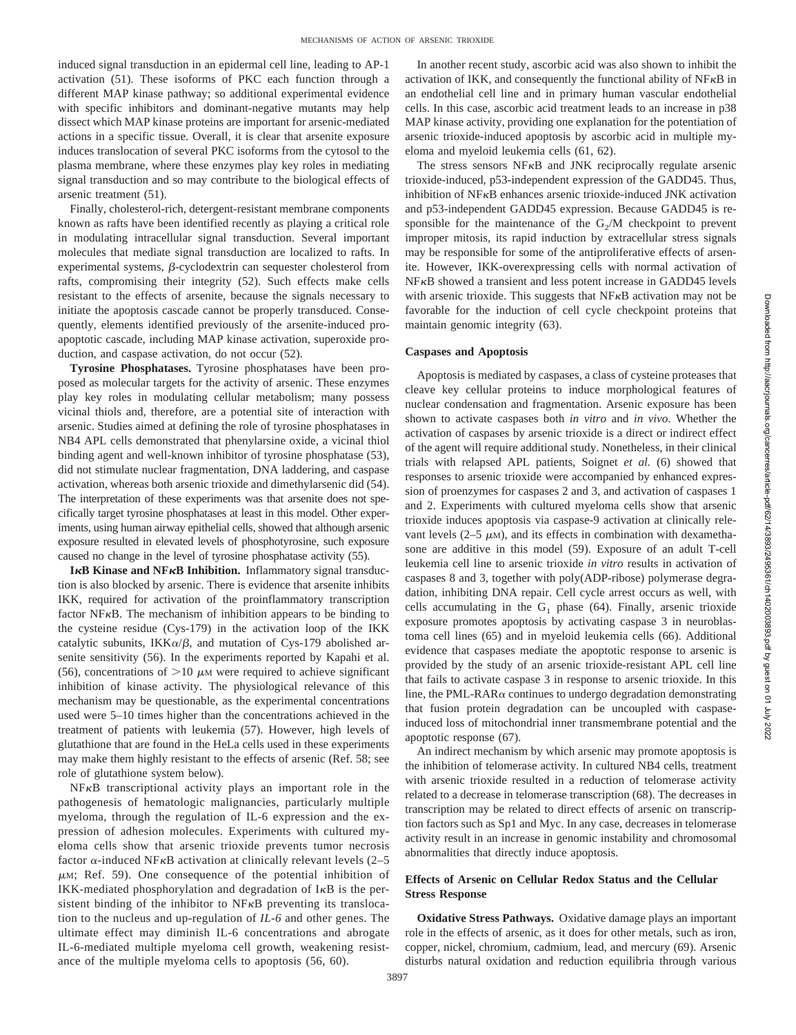induced signal transduction in an epidermal cell line, leading to AP-1 activation (51). These isoforms of PKC each function through a different MAP kinase pathway; so additional experimental evidence with specific inhibitors and dominant-negative mutants may help dissect which MAP kinase proteins are important for arsenic-mediated actions in a specific tissue. Overall, it is clear that arsenite exposure induces translocation of several PKC isoforms from the cytosol to the plasma membrane, where these enzymes play key roles in mediating signal transduction and so may contribute to the biological effects of arsenic treatment (51).

Finally, cholesterol-rich, detergent-resistant membrane components known as rafts have been identified recently as playing a critical role in modulating intracellular signal transduction. Several important molecules that mediate signal transduction are localized to rafts. In experimental systems, β-cyclodextrin can sequester cholesterol from rafts, compromising their integrity (52). Such effects make cells resistant to the effects of arsenite, because the signals necessary to initiate the apoptosis cascade cannot be properly transduced. Consequently, elements identified previously of the arsenite-induced proapoptotic cascade, including MAP kinase activation, superoxide production, and caspase activation, do not occur (52).

**Tyrosine Phosphatases.** Tyrosine phosphatases have been proposed as molecular targets for the activity of arsenic. These enzymes play key roles in modulating cellular metabolism; many possess vicinal thiols and, therefore, are a potential site of interaction with arsenic. Studies aimed at defining the role of tyrosine phosphatases in NB4 APL cells demonstrated that phenylarsine oxide, a vicinal thiol binding agent and well-known inhibitor of tyrosine phosphatase (53), did not stimulate nuclear fragmentation, DNA laddering, and caspase activation, whereas both arsenic trioxide and dimethylarsenic did (54). The interpretation of these experiments was that arsenite does not specifically target tyrosine phosphatases at least in this model. Other experiments, using human airway epithelial cells, showed that although arsenic exposure resulted in elevated levels of phosphotyrosine, such exposure caused no change in the level of tyrosine phosphatase activity (55).

**IκB Kinase and NFκB Inhibition.** Inflammatory signal transduction is also blocked by arsenic. There is evidence that arsenite inhibits IKK, required for activation of the proinflammatory transcription factor NFκB. The mechanism of inhibition appears to be binding to the cysteine residue (Cys-179) in the activation loop of the IKK catalytic subunits, IKKα/β, and mutation of Cys-179 abolished arsenite sensitivity (56). In the experiments reported by Kapahi et al. (56), concentrations of >10 μM were required to achieve significant inhibition of kinase activity. The physiological relevance of this mechanism may be questionable, as the experimental concentrations used were 5–10 times higher than the concentrations achieved in the treatment of patients with leukemia (57). However, high levels of glutathione that are found in the HeLa cells used in these experiments may make them highly resistant to the effects of arsenic (Ref. 58; see role of glutathione system below).

NFκB transcriptional activity plays an important role in the pathogenesis of hematologic malignancies, particularly multiple myeloma, through the regulation of IL-6 expression and the expression of adhesion molecules. Experiments with cultured myeloma cells show that arsenic trioxide prevents tumor necrosis factor α-induced NFκB activation at clinically relevant levels (2–5 μM; Ref. 59). One consequence of the potential inhibition of IKK-mediated phosphorylation and degradation of IκB is the persistent binding of the inhibitor to NFκB preventing its translocation to the nucleus and up-regulation of *IL-6* and other genes. The ultimate effect may diminish IL-6 concentrations and abrogate IL-6-mediated multiple myeloma cell growth, weakening resistance of the multiple myeloma cells to apoptosis (56, 60).

In another recent study, ascorbic acid was also shown to inhibit the activation of IKK, and consequently the functional ability of NFκB in an endothelial cell line and in primary human vascular endothelial cells. In this case, ascorbic acid treatment leads to an increase in p38 MAP kinase activity, providing one explanation for the potentiation of arsenic trioxide-induced apoptosis by ascorbic acid in multiple myeloma and myeloid leukemia cells (61, 62).

The stress sensors NFκB and JNK reciprocally regulate arsenic trioxide-induced, p53-independent expression of the GADD45. Thus, inhibition of NFκB enhances arsenic trioxide-induced JNK activation and p53-independent GADD45 expression. Because GADD45 is responsible for the maintenance of the $G_2$/M checkpoint to prevent improper mitosis, its rapid induction by extracellular stress signals may be responsible for some of the antiproliferative effects of arsenite. However, IKK-overexpressing cells with normal activation of NFκB showed a transient and less potent increase in GADD45 levels with arsenic trioxide. This suggests that NFκB activation may not be favorable for the induction of cell cycle checkpoint proteins that maintain genomic integrity (63).

### Caspases and Apoptosis

Apoptosis is mediated by caspases, a class of cysteine proteases that cleave key cellular proteins to induce morphological features of nuclear condensation and fragmentation. Arsenic exposure has been shown to activate caspases both *in vitro* and *in vivo*. Whether the activation of caspases by arsenic trioxide is a direct or indirect effect of the agent will require additional study. Nonetheless, in their clinical trials with relapsed APL patients, Soignet *et al.* (6) showed that responses to arsenic trioxide were accompanied by enhanced expression of proenzymes for caspases 2 and 3, and activation of caspases 1 and 2. Experiments with cultured myeloma cells show that arsenic trioxide induces apoptosis via caspase-9 activation at clinically relevant levels (2–5 μM), and its effects in combination with dexamethasone are additive in this model (59). Exposure of an adult T-cell leukemia cell line to arsenic trioxide *in vitro* results in activation of caspases 8 and 3, together with poly(ADP-ribose) polymerase degradation, inhibiting DNA repair. Cell cycle arrest occurs as well, with cells accumulating in the $G_1$ phase (64). Finally, arsenic trioxide exposure promotes apoptosis by activating caspase 3 in neuroblastoma cell lines (65) and in myeloid leukemia cells (66). Additional evidence that caspases mediate the apoptotic response to arsenic is provided by the study of an arsenic trioxide-resistant APL cell line that fails to activate caspase 3 in response to arsenic trioxide. In this line, the PML-RARα continues to undergo degradation demonstrating that fusion protein degradation can be uncoupled with caspase-induced loss of mitochondrial inner transmembrane potential and the apoptotic response (67).

An indirect mechanism by which arsenic may promote apoptosis is the inhibition of telomerase activity. In cultured NB4 cells, treatment with arsenic trioxide resulted in a reduction of telomerase activity related to a decrease in telomerase transcription (68). The decreases in transcription may be related to direct effects of arsenic on transcription factors such as Sp1 and Myc. In any case, decreases in telomerase activity result in an increase in genomic instability and chromosomal abnormalities that directly induce apoptosis.

### Effects of Arsenic on Cellular Redox Status and the Cellular Stress Response

**Oxidative Stress Pathways.** Oxidative damage plays an important role in the effects of arsenic, as it does for other metals, such as iron, copper, nickel, chromium, cadmium, lead, and mercury (69). Arsenic disturbs natural oxidation and reduction equilibria through various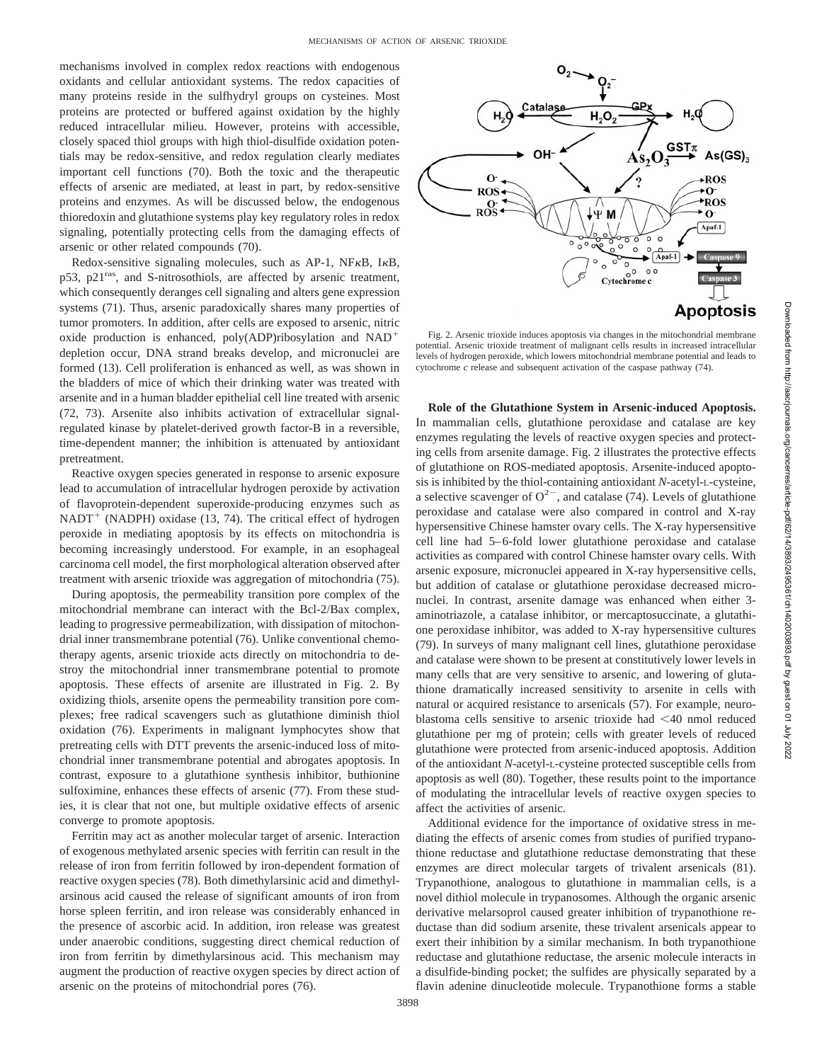mechanisms involved in complex redox reactions with endogenous oxidants and cellular antioxidant systems. The redox capacities of many proteins reside in the sulfhydryl groups on cysteines. Most proteins are protected or buffered against oxidation by the highly reduced intracellular milieu. However, proteins with accessible, closely spaced thiol groups with high thiol-disulfide oxidation potentials may be redox-sensitive, and redox regulation clearly mediates important cell functions (70). Both the toxic and the therapeutic effects of arsenic are mediated, at least in part, by redox-sensitive proteins and enzymes. As will be discussed below, the endogenous thioredoxin and glutathione systems play key regulatory roles in redox signaling, potentially protecting cells from the damaging effects of arsenic or other related compounds (70).

Redox-sensitive signaling molecules, such as AP-1, NFκB, IκB, p53, $p21^{ras}$, and S-nitrosothiols, are affected by arsenic treatment, which consequently deranges cell signaling and alters gene expression systems (71). Thus, arsenic paradoxically shares many properties of tumor promoters. In addition, after cells are exposed to arsenic, nitric oxide production is enhanced, poly(ADP)ribosylation and $NAD^+$ depletion occur, DNA strand breaks develop, and micronuclei are formed (13). Cell proliferation is enhanced as well, as was shown in the bladders of mice of which their drinking water was treated with arsenite and in a human bladder epithelial cell line treated with arsenic (72, 73). Arsenite also inhibits activation of extracellular signal-regulated kinase by platelet-derived growth factor-B in a reversible, time-dependent manner; the inhibition is attenuated by antioxidant pretreatment.

Reactive oxygen species generated in response to arsenic exposure lead to accumulation of intracellular hydrogen peroxide by activation of flavoprotein-dependent superoxide-producing enzymes such as $NADT^+$ (NADPH) oxidase (13, 74). The critical effect of hydrogen peroxide in mediating apoptosis by its effects on mitochondria is becoming increasingly understood. For example, in an esophageal carcinoma cell model, the first morphological alteration observed after treatment with arsenic trioxide was aggregation of mitochondria (75).

During apoptosis, the permeability transition pore complex of the mitochondrial membrane can interact with the Bcl-2/Bax complex, leading to progressive permeabilization, with dissipation of mitochondrial inner transmembrane potential (76). Unlike conventional chemotherapy agents, arsenic trioxide acts directly on mitochondria to destroy the mitochondrial inner transmembrane potential to promote apoptosis. These effects of arsenite are illustrated in Fig. 2. By oxidizing thiols, arsenite opens the permeability transition pore complexes; free radical scavengers such as glutathione diminish thiol oxidation (76). Experiments in malignant lymphocytes show that pretreating cells with DTT prevents the arsenic-induced loss of mitochondrial inner transmembrane potential and abrogates apoptosis. In contrast, exposure to a glutathione synthesis inhibitor, buthionine sulfoximine, enhances these effects of arsenic (77). From these studies, it is clear that not one, but multiple oxidative effects of arsenic converge to promote apoptosis.

Ferritin may act as another molecular target of arsenic. Interaction of exogenous methylated arsenic species with ferritin can result in the release of iron from ferritin followed by iron-dependent formation of reactive oxygen species (78). Both dimethylarsinic acid and dimethylarsinous acid caused the release of significant amounts of iron from horse spleen ferritin, and iron release was considerably enhanced in the presence of ascorbic acid. In addition, iron release was greatest under anaerobic conditions, suggesting direct chemical reduction of iron from ferritin by dimethylarsinous acid. This mechanism may augment the production of reactive oxygen species by direct action of arsenic on the proteins of mitochondrial pores (76).

$O_2$ → $O_2^-$
Catalase
GPx
$H_2O$
$H_2O_2$
$H_2O$
$OH^-$
$As_2O_3$
GSTπ
$As(GS)_3$
?
$O^-$
ROS
$O^-$
ROS
↓Ψ M
ROS
$O^-$
ROS
$O^-$
Apaf-1
Apaf-1
Caspase 9
Caspase 3
Cytochrome c
Apoptosis

Fig. 2. Arsenic trioxide induces apoptosis via changes in the mitochondrial membrane potential. Arsenic trioxide treatment of malignant cells results in increased intracellular levels of hydrogen peroxide, which lowers mitochondrial membrane potential and leads to cytochrome *c* release and subsequent activation of the caspase pathway (74).

**Role of the Glutathione System in Arsenic-induced Apoptosis.** In mammalian cells, glutathione peroxidase and catalase are key enzymes regulating the levels of reactive oxygen species and protecting cells from arsenite damage. Fig. 2 illustrates the protective effects of glutathione on ROS-mediated apoptosis. Arsenite-induced apoptosis is inhibited by the thiol-containing antioxidant *N*-acetyl-L-cysteine, a selective scavenger of $O^{2-}$, and catalase (74). Levels of glutathione peroxidase and catalase were also compared in control and X-ray hypersensitive Chinese hamster ovary cells. The X-ray hypersensitive cell line had 5–6-fold lower glutathione peroxidase and catalase activities as compared with control Chinese hamster ovary cells. With arsenic exposure, micronuclei appeared in X-ray hypersensitive cells, but addition of catalase or glutathione peroxidase decreased micronuclei. In contrast, arsenite damage was enhanced when either 3-aminotriazole, a catalase inhibitor, or mercaptosuccinate, a glutathione peroxidase inhibitor, was added to X-ray hypersensitive cultures (79). In surveys of many malignant cell lines, glutathione peroxidase and catalase were shown to be present at constitutively lower levels in many cells that are very sensitive to arsenic, and lowering of glutathione dramatically increased sensitivity to arsenite in cells with natural or acquired resistance to arsenicals (57). For example, neuroblastoma cells sensitive to arsenic trioxide had <40 nmol reduced glutathione per mg of protein; cells with greater levels of reduced glutathione were protected from arsenic-induced apoptosis. Addition of the antioxidant *N*-acetyl-L-cysteine protected susceptible cells from apoptosis as well (80). Together, these results point to the importance of modulating the intracellular levels of reactive oxygen species to affect the activities of arsenic.

Additional evidence for the importance of oxidative stress in mediating the effects of arsenic comes from studies of purified trypanothione reductase and glutathione reductase demonstrating that these enzymes are direct molecular targets of trivalent arsenicals (81). Trypanothione, analogous to glutathione in mammalian cells, is a novel dithiol molecule in trypanosomes. Although the organic arsenic derivative melarsoprol caused greater inhibition of trypanothione reductase than did sodium arsenite, these trivalent arsenicals appear to exert their inhibition by a similar mechanism. In both trypanothione reductase and glutathione reductase, the arsenic molecule interacts in a disulfide-binding pocket; the sulfides are physically separated by a flavin adenine dinucleotide molecule. Trypanothione forms a stable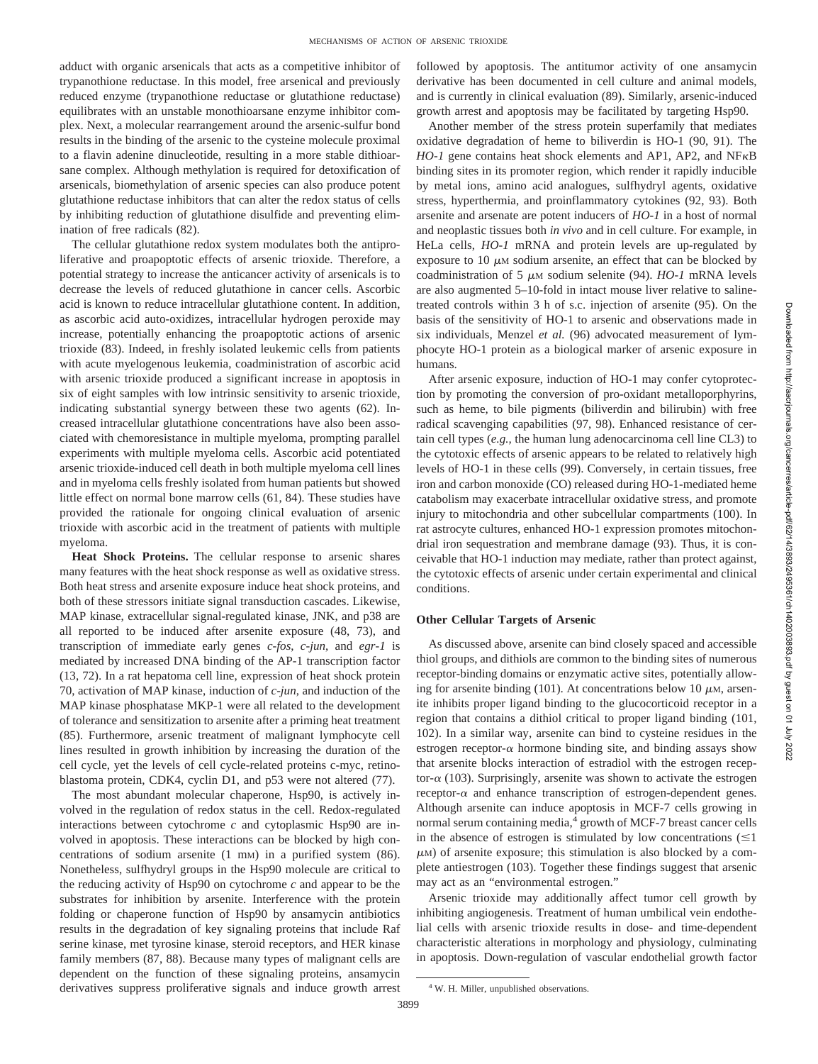adduct with organic arsenicals that acts as a competitive inhibitor of trypanothione reductase. In this model, free arsenical and previously reduced enzyme (trypanothione reductase or glutathione reductase) equilibrates with an unstable monothioarsane enzyme inhibitor complex. Next, a molecular rearrangement around the arsenic-sulfur bond results in the binding of the arsenic to the cysteine molecule proximal to a flavin adenine dinucleotide, resulting in a more stable dithioarsane complex. Although methylation is required for detoxification of arsenicals, biomethylation of arsenic species can also produce potent glutathione reductase inhibitors that can alter the redox status of cells by inhibiting reduction of glutathione disulfide and preventing elimination of free radicals (82).

The cellular glutathione redox system modulates both the antiproliferative and proapoptotic effects of arsenic trioxide. Therefore, a potential strategy to increase the anticancer activity of arsenicals is to decrease the levels of reduced glutathione in cancer cells. Ascorbic acid is known to reduce intracellular glutathione content. In addition, as ascorbic acid auto-oxidizes, intracellular hydrogen peroxide may increase, potentially enhancing the proapoptotic actions of arsenic trioxide (83). Indeed, in freshly isolated leukemic cells from patients with acute myelogenous leukemia, coadministration of ascorbic acid with arsenic trioxide produced a significant increase in apoptosis in six of eight samples with low intrinsic sensitivity to arsenic trioxide, indicating substantial synergy between these two agents (62). Increased intracellular glutathione concentrations have also been associated with chemoresistance in multiple myeloma, prompting parallel experiments with multiple myeloma cells. Ascorbic acid potentiated arsenic trioxide-induced cell death in both multiple myeloma cell lines and in myeloma cells freshly isolated from human patients but showed little effect on normal bone marrow cells (61, 84). These studies have provided the rationale for ongoing clinical evaluation of arsenic trioxide with ascorbic acid in the treatment of patients with multiple myeloma.

**Heat Shock Proteins.** The cellular response to arsenic shares many features with the heat shock response as well as oxidative stress. Both heat stress and arsenite exposure induce heat shock proteins, and both of these stressors initiate signal transduction cascades. Likewise, MAP kinase, extracellular signal-regulated kinase, JNK, and p38 are all reported to be induced after arsenite exposure (48, 73), and transcription of immediate early genes *c-fos*, *c-jun*, and *egr-1* is mediated by increased DNA binding of the AP-1 transcription factor (13, 72). In a rat hepatoma cell line, expression of heat shock protein 70, activation of MAP kinase, induction of *c-jun*, and induction of the MAP kinase phosphatase MKP-1 were all related to the development of tolerance and sensitization to arsenite after a priming heat treatment (85). Furthermore, arsenic treatment of malignant lymphocyte cell lines resulted in growth inhibition by increasing the duration of the cell cycle, yet the levels of cell cycle-related proteins c-myc, retinoblastoma protein, CDK4, cyclin D1, and p53 were not altered (77).

The most abundant molecular chaperone, Hsp90, is actively involved in the regulation of redox status in the cell. Redox-regulated interactions between cytochrome *c* and cytoplasmic Hsp90 are involved in apoptosis. These interactions can be blocked by high concentrations of sodium arsenite (1 mM) in a purified system (86). Nonetheless, sulfhydryl groups in the Hsp90 molecule are critical to the reducing activity of Hsp90 on cytochrome *c* and appear to be the substrates for inhibition by arsenite. Interference with the protein folding or chaperone function of Hsp90 by ansamycin antibiotics results in the degradation of key signaling proteins that include Raf serine kinase, met tyrosine kinase, steroid receptors, and HER kinase family members (87, 88). Because many types of malignant cells are dependent on the function of these signaling proteins, ansamycin derivatives suppress proliferative signals and induce growth arrest followed by apoptosis. The antitumor activity of one ansamycin derivative has been documented in cell culture and animal models, and is currently in clinical evaluation (89). Similarly, arsenic-induced growth arrest and apoptosis may be facilitated by targeting Hsp90.

Another member of the stress protein superfamily that mediates oxidative degradation of heme to biliverdin is HO-1 (90, 91). The *HO-1* gene contains heat shock elements and AP1, AP2, and NF$\kappa$B binding sites in its promoter region, which render it rapidly inducible by metal ions, amino acid analogues, sulfhydryl agents, oxidative stress, hyperthermia, and proinflammatory cytokines (92, 93). Both arsenite and arsenate are potent inducers of *HO-1* in a host of normal and neoplastic tissues both *in vivo* and in cell culture. For example, in HeLa cells, *HO-1* mRNA and protein levels are up-regulated by exposure to 10 $\mu$M sodium arsenite, an effect that can be blocked by coadministration of 5 $\mu$M sodium selenite (94). *HO-1* mRNA levels are also augmented 5–10-fold in intact mouse liver relative to saline-treated controls within 3 h of s.c. injection of arsenite (95). On the basis of the sensitivity of HO-1 to arsenic and observations made in six individuals, Menzel *et al.* (96) advocated measurement of lymphocyte HO-1 protein as a biological marker of arsenic exposure in humans.

After arsenic exposure, induction of HO-1 may confer cytoprotection by promoting the conversion of pro-oxidant metalloporphyrins, such as heme, to bile pigments (biliverdin and bilirubin) with free radical scavenging capabilities (97, 98). Enhanced resistance of certain cell types (*e.g.,* the human lung adenocarcinoma cell line CL3) to the cytotoxic effects of arsenic appears to be related to relatively high levels of HO-1 in these cells (99). Conversely, in certain tissues, free iron and carbon monoxide (CO) released during HO-1-mediated heme catabolism may exacerbate intracellular oxidative stress, and promote injury to mitochondria and other subcellular compartments (100). In rat astrocyte cultures, enhanced HO-1 expression promotes mitochondrial iron sequestration and membrane damage (93). Thus, it is conceivable that HO-1 induction may mediate, rather than protect against, the cytotoxic effects of arsenic under certain experimental and clinical conditions.

## Other Cellular Targets of Arsenic

As discussed above, arsenite can bind closely spaced and accessible thiol groups, and dithiols are common to the binding sites of numerous receptor-binding domains or enzymatic active sites, potentially allowing for arsenite binding (101). At concentrations below 10 $\mu$M, arsenite inhibits proper ligand binding to the glucocorticoid receptor in a region that contains a dithiol critical to proper ligand binding (101, 102). In a similar way, arsenite can bind to cysteine residues in the estrogen receptor-$\alpha$ hormone binding site, and binding assays show that arsenite blocks interaction of estradiol with the estrogen receptor-$\alpha$ (103). Surprisingly, arsenite was shown to activate the estrogen receptor-$\alpha$ and enhance transcription of estrogen-dependent genes. Although arsenite can induce apoptosis in MCF-7 cells growing in normal serum containing media,[4] growth of MCF-7 breast cancer cells in the absence of estrogen is stimulated by low concentrations ($\leq$1 $\mu$M) of arsenite exposure; this stimulation is also blocked by a complete antiestrogen (103). Together these findings suggest that arsenic may act as an "environmental estrogen."

Arsenic trioxide may additionally affect tumor cell growth by inhibiting angiogenesis. Treatment of human umbilical vein endothelial cells with arsenic trioxide results in dose- and time-dependent characteristic alterations in morphology and physiology, culminating in apoptosis. Down-regulation of vascular endothelial growth factor

[4] W. H. Miller, unpublished observations.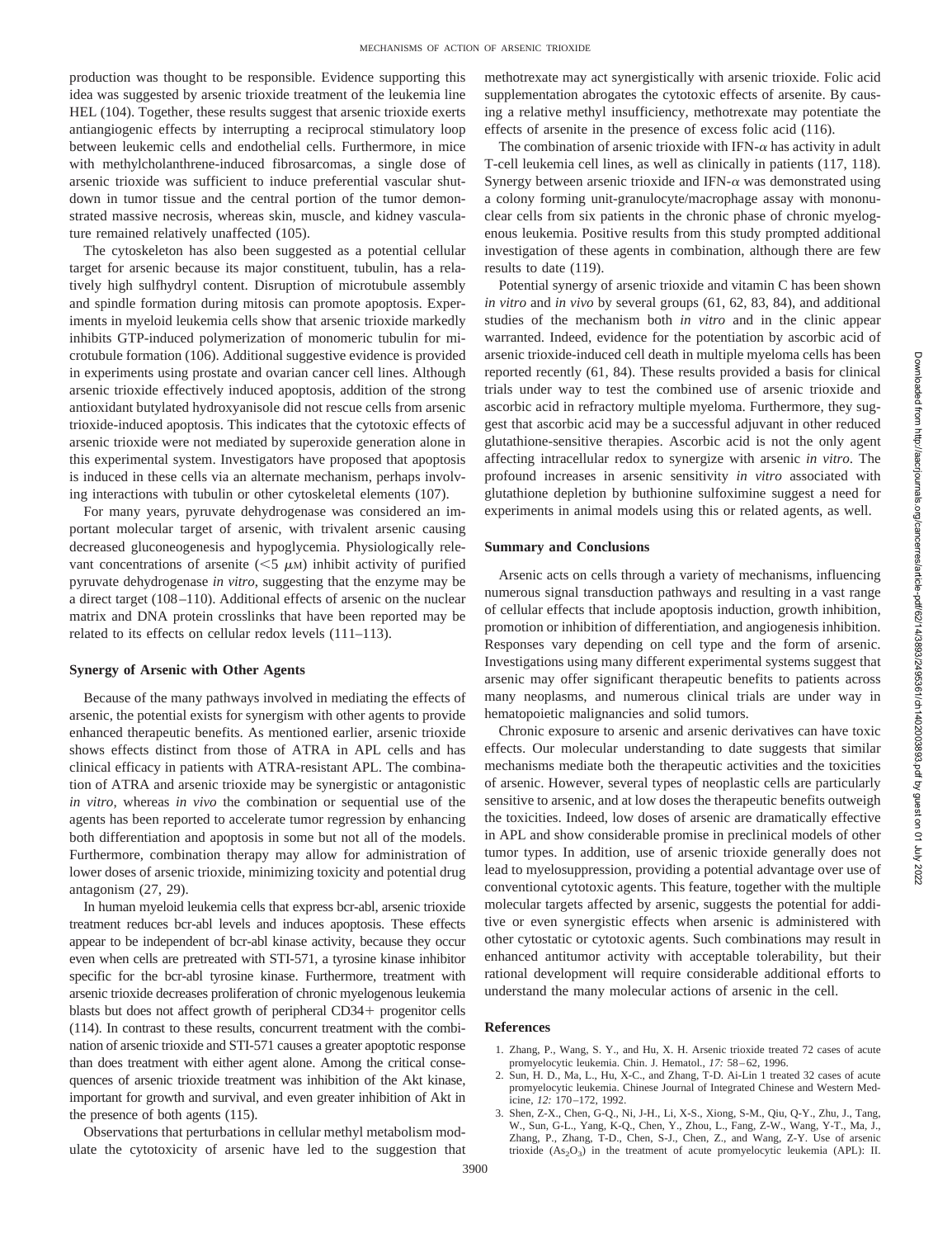production was thought to be responsible. Evidence supporting this idea was suggested by arsenic trioxide treatment of the leukemia line HEL (104). Together, these results suggest that arsenic trioxide exerts antiangiogenic effects by interrupting a reciprocal stimulatory loop between leukemic cells and endothelial cells. Furthermore, in mice with methylcholanthrene-induced fibrosarcomas, a single dose of arsenic trioxide was sufficient to induce preferential vascular shutdown in tumor tissue and the central portion of the tumor demonstrated massive necrosis, whereas skin, muscle, and kidney vasculature remained relatively unaffected (105).

The cytoskeleton has also been suggested as a potential cellular target for arsenic because its major constituent, tubulin, has a relatively high sulfhydryl content. Disruption of microtubule assembly and spindle formation during mitosis can promote apoptosis. Experiments in myeloid leukemia cells show that arsenic trioxide markedly inhibits GTP-induced polymerization of monomeric tubulin for microtubule formation (106). Additional suggestive evidence is provided in experiments using prostate and ovarian cancer cell lines. Although arsenic trioxide effectively induced apoptosis, addition of the strong antioxidant butylated hydroxyanisole did not rescue cells from arsenic trioxide-induced apoptosis. This indicates that the cytotoxic effects of arsenic trioxide were not mediated by superoxide generation alone in this experimental system. Investigators have proposed that apoptosis is induced in these cells via an alternate mechanism, perhaps involving interactions with tubulin or other cytoskeletal elements (107).

For many years, pyruvate dehydrogenase was considered an important molecular target of arsenic, with trivalent arsenic causing decreased gluconeogenesis and hypoglycemia. Physiologically relevant concentrations of arsenite ($<5$ $\mu$M) inhibit activity of purified pyruvate dehydrogenase *in vitro*, suggesting that the enzyme may be a direct target (108–110). Additional effects of arsenic on the nuclear matrix and DNA protein crosslinks that have been reported may be related to its effects on cellular redox levels (111–113).

### Synergy of Arsenic with Other Agents

Because of the many pathways involved in mediating the effects of arsenic, the potential exists for synergism with other agents to provide enhanced therapeutic benefits. As mentioned earlier, arsenic trioxide shows effects distinct from those of ATRA in APL cells and has clinical efficacy in patients with ATRA-resistant APL. The combination of ATRA and arsenic trioxide may be synergistic or antagonistic *in vitro*, whereas *in vivo* the combination or sequential use of the agents has been reported to accelerate tumor regression by enhancing both differentiation and apoptosis in some but not all of the models. Furthermore, combination therapy may allow for administration of lower doses of arsenic trioxide, minimizing toxicity and potential drug antagonism (27, 29).

In human myeloid leukemia cells that express bcr-abl, arsenic trioxide treatment reduces bcr-abl levels and induces apoptosis. These effects appear to be independent of bcr-abl kinase activity, because they occur even when cells are pretreated with STI-571, a tyrosine kinase inhibitor specific for the bcr-abl tyrosine kinase. Furthermore, treatment with arsenic trioxide decreases proliferation of chronic myelogenous leukemia blasts but does not affect growth of peripheral CD34+ progenitor cells (114). In contrast to these results, concurrent treatment with the combination of arsenic trioxide and STI-571 causes a greater apoptotic response than does treatment with either agent alone. Among the critical consequences of arsenic trioxide treatment was inhibition of the Akt kinase, important for growth and survival, and even greater inhibition of Akt in the presence of both agents (115).

Observations that perturbations in cellular methyl metabolism modulate the cytotoxicity of arsenic have led to the suggestion that methotrexate may act synergistically with arsenic trioxide. Folic acid supplementation abrogates the cytotoxic effects of arsenite. By causing a relative methyl insufficiency, methotrexate may potentiate the effects of arsenite in the presence of excess folic acid (116).

The combination of arsenic trioxide with IFN-$\alpha$ has activity in adult T-cell leukemia cell lines, as well as clinically in patients (117, 118). Synergy between arsenic trioxide and IFN-$\alpha$ was demonstrated using a colony forming unit-granulocyte/macrophage assay with mononuclear cells from six patients in the chronic phase of chronic myelogenous leukemia. Positive results from this study prompted additional investigation of these agents in combination, although there are few results to date (119).

Potential synergy of arsenic trioxide and vitamin C has been shown *in vitro* and *in vivo* by several groups (61, 62, 83, 84), and additional studies of the mechanism both *in vitro* and in the clinic appear warranted. Indeed, evidence for the potentiation by ascorbic acid of arsenic trioxide-induced cell death in multiple myeloma cells has been reported recently (61, 84). These results provided a basis for clinical trials under way to test the combined use of arsenic trioxide and ascorbic acid in refractory multiple myeloma. Furthermore, they suggest that ascorbic acid may be a successful adjuvant in other reduced glutathione-sensitive therapies. Ascorbic acid is not the only agent affecting intracellular redox to synergize with arsenic *in vitro*. The profound increases in arsenic sensitivity *in vitro* associated with glutathione depletion by buthionine sulfoximine suggest a need for experiments in animal models using this or related agents, as well.

### Summary and Conclusions

Arsenic acts on cells through a variety of mechanisms, influencing numerous signal transduction pathways and resulting in a vast range of cellular effects that include apoptosis induction, growth inhibition, promotion or inhibition of differentiation, and angiogenesis inhibition. Responses vary depending on cell type and the form of arsenic. Investigations using many different experimental systems suggest that arsenic may offer significant therapeutic benefits to patients across many neoplasms, and numerous clinical trials are under way in hematopoietic malignancies and solid tumors.

Chronic exposure to arsenic and arsenic derivatives can have toxic effects. Our molecular understanding to date suggests that similar mechanisms mediate both the therapeutic activities and the toxicities of arsenic. However, several types of neoplastic cells are particularly sensitive to arsenic, and at low doses the therapeutic benefits outweigh the toxicities. Indeed, low doses of arsenic are dramatically effective in APL and show considerable promise in preclinical models of other tumor types. In addition, use of arsenic trioxide generally does not lead to myelosuppression, providing a potential advantage over use of conventional cytotoxic agents. This feature, together with the multiple molecular targets affected by arsenic, suggests the potential for additive or even synergistic effects when arsenic is administered with other cytostatic or cytotoxic agents. Such combinations may result in enhanced antitumor activity with acceptable tolerability, but their rational development will require considerable additional efforts to understand the many molecular actions of arsenic in the cell.

### References

1. Zhang, P., Wang, S. Y., and Hu, X. H. Arsenic trioxide treated 72 cases of acute promyelocytic leukemia. Chin. J. Hematol., *17:* 58–62, 1996.
2. Sun, H. D., Ma, L., Hu, X-C., and Zhang, T-D. Ai-Lin 1 treated 32 cases of acute promyelocytic leukemia. Chinese Journal of Integrated Chinese and Western Medicine, *12:* 170–172, 1992.
3. Shen, Z-X., Chen, G-Q., Ni, J-H., Li, X-S., Xiong, S-M., Qiu, Q-Y., Zhu, J., Tang, W., Sun, G-L., Yang, K-Q., Chen, Y., Zhou, L., Fang, Z-W., Wang, Y-T., Ma, J., Zhang, P., Zhang, T-D., Chen, S-J., Chen, Z., and Wang, Z-Y. Use of arsenic trioxide ($As_2O_3$) in the treatment of acute promyelocytic leukemia (APL): II.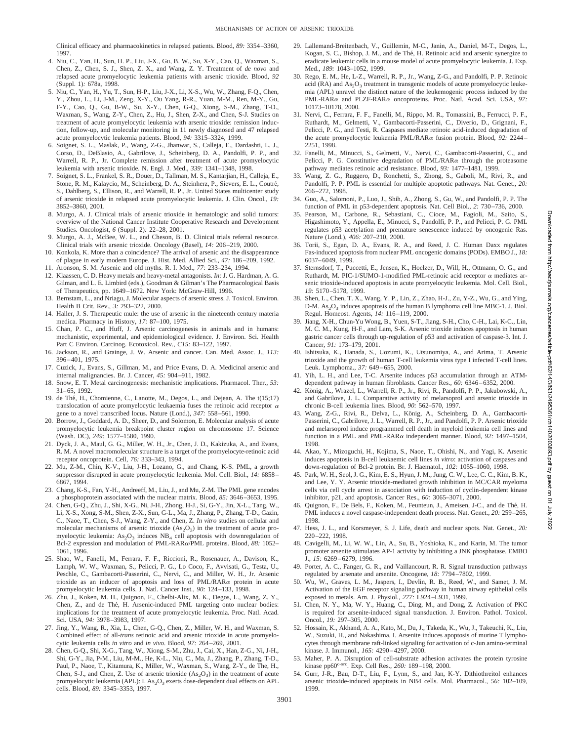Clinical efficacy and pharmacokinetics in relapsed patients. Blood, *89:* 3354–3360, 1997.

4. Niu, C., Yan, H., Sun, H. P., Liu, J-X., Gu, B. W., Su, X-Y., Cao, Q., Waxman, S., Chen, Z., Chen, S. J., Shen, Z. X., and Wang, Z. Y. Treatment of *de novo* and relapsed acute promyelocytic leukemia patients with arsenic trioxide. Blood, *92* (Suppl. 1)*:* 678a, 1998.
5. Niu, C., Yan, H., Yu, T., Sun, H-P., Liu, J-X., Li, X-S., Wu, W., Zhang, F-Q., Chen, Y., Zhou, L., Li, J-M., Zeng, X-Y., Ou Yang, R-R., Yuan, M-M., Ren, M-Y., Gu, F-Y., Cao, Q., Gu, B-W., Su, X-Y., Chen, G-Q., Xiong, S-M., Zhang, T-D., Waxman, S., Wang, Z-Y., Chen, Z., Hu, J., Shen, Z-X., and Chen, S-J. Studies on treatment of acute promyelocytic leukemia with arsenic trioxide: remission induction, follow-up, and molecular monitoring in 11 newly diagnosed and 47 relapsed acute promyelocytic leukemia patients. Blood, *94:* 3315–3324, 1999.
6. Soignet, S. L., Maslak, P., Wang, Z-G., Jhanwar, S., Calleja, E., Dardashti, L. J., Corso, D., DeBlasio, A., Gabrilove, J., Scheinberg, D. A., Pandolfi, P. P., and Warrell, R. P., Jr. Complete remission after treatment of acute promyelocytic leukemia with arsenic trioxide. N. Engl. J. Med., *339:* 1341–1348, 1998.
7. Soignet, S. L., Frankel, S. R., Douer, D., Tallman, M. S., Kantarjian, H., Calleja, E., Stone, R. M., Kalaycio, M., Scheinberg, D. A., Steinherz, P., Sievers, E. L., Coutré, S., Dahlberg, S., Ellison, R., and Warrell, R. P., Jr. United States multicenter study of arsenic trioxide in relapsed acute promyelocytic leukemia. J. Clin. Oncol., *19:* 3852–3860, 2001.
8. Murgo, A. J. Clinical trials of arsenic trioxide in hematologic and solid tumors: overview of the National Cancer Institute Cooperative Research and Development Studies. Oncologist, *6* (Suppl. 2)*:* 22–28, 2001.
9. Murgo, A. J., McBee, W. L., and Cheson, B. D. Clinical trials referral resource. Clinical trials with arsenic trioxide. Oncology (Basel), *14:* 206–219, 2000.
10. Konkola, K. More than a coincidence? The arrival of arsenic and the disappearance of plague in early modern Europe. J. Hist. Med. Allied Sci., *47:* 186–209, 1992.
11. Aronson, S. M. Arsenic and old myths. R. I. Med., *77:* 233–234, 1994.
12. Klaassen, C. D. Heavy metals and heavy-metal antagonists. *In:* J. G. Hardman, A. G. Gilman, and L. E. Limbird (eds.), Goodman & Gilman's The Pharmacological Basis of Therapeutics, pp. 1649–1672. New York: McGraw-Hill, 1996.
13. Bernstam, L., and Nriagu, J. Molecular aspects of arsenic stress. J. Toxicol. Environ. Health B Crit. Rev., *3:* 293–322, 2000.
14. Haller, J. S. Therapeutic mule: the use of arsenic in the nineteenth century materia medica. Pharmacy in History, *17:* 87–100, 1975.
15. Chan, P. C., and Huff, J. Arsenic carcinogenesis in animals and in humans: mechanistic, experimental, and epidemiological evidence. J. Environ. Sci. Health Part C Environ. Carcinog. Ecotoxicol. Rev., *C15:* 83–122, 1997.
16. Jackson, R., and Grainge, J. W. Arsenic and cancer. Can. Med. Assoc. J., *113:* 396–401, 1975.
17. Cuzick, J., Evans, S., Gillman, M., and Price Evans, D. A. Medicinal arsenic and internal malignancies. Br. J. Cancer, *45:* 904–911, 1982.
18. Snow, E. T. Metal carcinogenesis: mechanistic implications. Pharmacol. Ther., *53:* 31–65, 1992.
19. de Thé, H., Chomienne, C., Lanotte, M., Degos, L., and Dejean, A. The t(15;17) translocation of acute promyelocytic leukaemia fuses the retinoic acid receptor $\alpha$ gene to a novel transcribed locus. Nature (Lond.), *347:* 558–561, 1990.
20. Borrow, J., Goddard, A. D., Sheer, D., and Solomon, E. Molecular analysis of acute promyelocytic leukemia breakpoint cluster region on chromosome 17. Science (Wash. DC), *249:* 1577–1580, 1990.
21. Dyck, J. A., Maul, G. G., Miller, W. H., Jr., Chen, J. D., Kakizuka, A., and Evans, R. M. A novel macromolecular structure is a target of the promyelocyte-retinoic acid receptor oncoprotein. Cell, *76:* 333–343, 1994.
22. Mu, Z-M., Chin, K-V., Liu, J-H., Lozano, G., and Chang, K-S. PML, a growth suppressor disrupted in acute promyelocytic leukemia. Mol. Cell. Biol., *14:* 6858–6867, 1994.
23. Chang, K-S., Fan, Y-H., Andreeff, M., Liu, J., and Mu, Z-M. The PML gene encodes a phosphoprotein associated with the nuclear matrix. Blood, *85:* 3646–3653, 1995.
24. Chen, G-Q., Zhu, J., Shi, X-G., Ni, J-H., Zhong, H-J., Si, G-Y., Jin, X-L., Tang, W., Li, X-S., Xong, S-M., Shen, Z-X., Sun, G-L., Ma, J., Zhang, P., Zhang, T-D., Gazin, C., Naoe, T., Chen, S-J., Wang, Z-Y., and Chen, Z. *In vitro* studies on cellular and molecular mechanisms of arsenic trioxide ($As_2O_3$) in the treatment of acute promyelocytic leukemia: $As_2O_3$ induces $NB_4$ cell apoptosis with downregulation of Bcl-2 expression and modulation of PML-RAR$\alpha$/PML proteins. Blood, *88:* 1052–1061, 1996.
25. Shao, W., Fanelli, M., Ferrara, F. F., Riccioni, R., Rosenauer, A., Davison, K., Lamph, W. W., Waxman, S., Pelicci, P. G., Lo Coco, F., Avvisati, G., Testa, U., Peschle, C., Gambacorti-Passerini, C., Nervi, C., and Miller, W. H., Jr. Arsenic trioxide as an inducer of apoptosis and loss of PML/RAR$\alpha$ protein in acute promyelocytic leukemia cells. J. Natl. Cancer Inst., *90:* 124–133, 1998.
26. Zhu, J., Koken, M. H., Quignon, F., Chelbi-Alix, M. K., Degos, L., Wang, Z. Y., Chen, Z., and de Thé, H. Arsenic-induced PML targeting onto nuclear bodies: implications for the treatment of acute promyelocytic leukemia. Proc. Natl. Acad. Sci. USA, *94:* 3978–3983, 1997.
27. Jing, Y., Wang, R., Xia, L., Chen, G-Q., Chen, Z., Miller, W. H., and Waxman, S. Combined effect of all-*trans* retinoic acid and arsenic trioxide in acute promyelocytic leukemia cells *in vitro* and *in vivo*. Blood, *97:* 264–269, 2001.
28. Chen, G-Q., Shi, X-G., Tang, W., Xiong, S-M., Zhu, J., Cai, X., Han, Z-G., Ni, J-H., Shi, G-Y., Jia, P-M., Liu, M-M., He, K-L., Niu, C., Ma, J., Zhang, P., Zhang, T-D., Paul, P., Naoe, T., Kitamura, K., Miller, W., Waxman, S., Wang, Z-Y., de The, H., Chen, S-J., and Chen, Z. Use of arsenic trioxide ($As_2O_3$) in the treatment of acute promyelocytic leukemia (APL): I. $As_2O_3$ exerts dose-dependent dual effects on APL cells. Blood, *89:* 3345–3353, 1997.
29. Lallemand-Breitenbach, V., Guillemin, M-C., Janin, A., Daniel, M-T., Degos, L., Kogan, S. C., Bishop, J. M., and de Thé, H. Retinoic acid and arsenic synergize to eradicate leukemic cells in a mouse model of acute promyelocytic leukemia. J. Exp. Med., *189:* 1043–1052, 1999.
30. Rego, E. M., He, L-Z., Warrell, R. P., Jr., Wang, Z-G., and Pandolfi, P. P. Retinoic acid (RA) and $As_2O_3$ treatment in transgenic models of acute promyelocytic leukemia (APL) unravel the distinct nature of the leukemogenic process induced by the PML-RAR$\alpha$ and PLZF-RAR$\alpha$ oncoproteins. Proc. Natl. Acad. Sci. USA, *97:* 10173–10178, 2000.
31. Nervi, C., Ferrara, F. F., Fanelli, M., Rippo, M. R., Tomassini, B., Ferrucci, P. F., Ruthardt, M., Gelmetti, V., Gambacorti-Passerini, C., Diverio, D., Grignani, F., Pelicci, P. G., and Testi, R. Caspases mediate retinoic acid-induced degradation of the acute promyelocytic leukemia PML/RAR$\alpha$ fusion protein. Blood, *92:* 2244–2251, 1998.
32. Fanelli, M., Minucci, S., Gelmetti, V., Nervi, C., Gambacorti-Passerini, C., and Pelicci, P. G. Constitutive degradation of PML/RAR$\alpha$ through the proteasome pathway mediates retinoic acid resistance. Blood, *93:* 1477–1481, 1999.
33. Wang, Z. G., Ruggero, D., Ronchetti, S., Zhong, S., Gaboli, M., Rivi, R., and Pandolfi, P. P. PML is essential for multiple apoptotic pathways. Nat. Genet., *20:* 266–272, 1998.
34. Guo, A., Salomoni, P., Luo, J., Shih, A., Zhong, S., Gu, W., and Pandolfi, P. P. The function of PML in p53-dependent apoptosis. Nat. Cell Biol., *2:* 730–736, 2000.
35. Pearson, M., Carbone, R., Sebastiani, C., Cioce, M., Fagioli, M., Saito, S., Higashimoto, Y., Appella, E., Minucci, S., Pandolfi, P. P., and Pelicci, P. G. PML regulates p53 acetylation and premature senescence induced by oncogenic Ras. Nature (Lond.), *406:* 207–210, 2000.
36. Torii, S., Egan, D. A., Evans, R. A., and Reed, J. C. Human Daxx regulates Fas-induced apoptosis from nuclear PML oncogenic domains (PODs). EMBO J., *18:* 6037–6049, 1999.
37. Sternsdorf, T., Puccetti, E., Jensen, K., Hoelzer, D., Will, H., Ottmann, O. G., and Ruthardt, M. PIC-1/SUMO-1-modified PML-retinoic acid receptor $\alpha$ mediates arsenic trioxide-induced apoptosis in acute promyelocytic leukemia. Mol. Cell. Biol., *19:* 5170–5178, 1999.
38. Shen, L., Chen, T. X., Wang, Y. P., Lin, Z., Zhao, H-J., Zu, Y-Z., Wu, G., and Ying, D-M. $As_2O_3$ induces apoptosis of the human B lymphoma cell line MBC-1. J. Biol. Regul. Homeost. Agents, *14:* 116–119, 2000.
39. Jiang, X-H., Chun-Yu Wong, B., Yuen, S-T., Jiang, S-H., Cho, C-H., Lai, K-C., Lin, M. C. M., Kung, H-F., and Lam, S-K. Arsenic trioxide induces apoptosis in human gastric cancer cells through up-regulation of p53 and activation of caspase-3. Int. J. Cancer, *91:* 173–179, 2001.
40. Ishitsuka, K., Hanada, S., Uozumi, K., Utsunomiya, A., and Arima, T. Arsenic trioxide and the growth of human T-cell leukemia virus type I infected T-cell lines. Leuk. Lymphoma., *37:* 649–655, 2000.
41. Yih, L. H., and Lee, T-C. Arsenite induces p53 accumulation through an ATM-dependent pathway in human fibroblasts. Cancer Res., *60:* 6346–6352, 2000.
42. König, A., Wrazel, L., Warrell, R. P., Jr., Rivi, R., Pandolfi, P. P., Jakubowski, A., and Gabrilove, J. L. Comparative activity of melarsoprol and arsenic trioxide in chronic B-cell leukemia lines. Blood, *90:* 562–570, 1997.
43. Wang, Z-G., Rivi, R., Delva, L., König, A., Scheinberg, D. A., Gambacorti-Passerini, C., Gabrilove, J. L., Warrell, R. P., Jr., and Pandolfi, P. P. Arsenic trioxide and melarsoprol induce programmed cell death in myeloid leukemia cell lines and function in a PML and PML-RAR$\alpha$ independent manner. Blood, *92:* 1497–1504, 1998.
44. Akao, Y., Mizoguchi, H., Kojima, S., Naoe, T., Ohishi, N., and Yagi, K. Arsenic induces apoptosis in B-cell leukaemic cell lines *in vitro*: activation of caspases and down-regulation of Bcl-2 protein. Br. J. Haematol., *102:* 1055–1060, 1998.
45. Park, W. H., Seol, J. G., Kim, E. S., Hyun, J. M., Jung, C. W., Lee, C. C., Kim, B. K., and Lee, Y. Y. Arsenic trioxide-mediated growth inhibition in MC/CAR myeloma cells via cell cycle arrest in association with induction of cyclin-dependent kinase inhibitor, p21, and apoptosis. Cancer Res., *60:* 3065–3071, 2000.
46. Quignon, F., De Bels, F., Koken, M., Feunteun, J., Ameisen, J-C., and de Thé, H. PML induces a novel caspase-independent death process. Nat. Genet., *20:* 259–265, 1998.
47. Hess, J. L., and Korsmeyer, S. J. Life, death and nuclear spots. Nat. Genet., *20:* 220–222, 1998.
48. Cavigelli, M., Li, W. W., Lin, A., Su, B., Yoshioka, K., and Karin, M. The tumor promoter arsenite stimulates AP-1 activity by inhibiting a JNK phosphatase. EMBO J., *15:* 6269–6279, 1996.
49. Porter, A. C., Fanger, G. R., and Vaillancourt, R. R. Signal transduction pathways regulated by arsenate and arsenite. Oncogene, *18:* 7794–7802, 1999.
50. Wu, W., Graves, L. M., Jaspers, I., Devlin, R. B., Reed, W., and Samet, J. M. Activation of the EGF receptor signaling pathway in human airway epithelial cells exposed to metals. Am. J. Physiol., *277:* L924–L931, 1999.
51. Chen, N. Y., Ma, W. Y., Huang, C., Ding, M., and Dong, Z. Activation of PKC is required for arsenite-induced signal transduction. J. Environ. Pathol. Toxicol. Oncol., *19:* 297–305, 2000.
52. Hossain, K., Akhand, A. A., Kato, M., Du, J., Takeda, K., Wu, J., Takeuchi, K., Liu, W., Suzuki, H., and Nakashima, I. Arsenite induces apoptosis of murine T lymphocytes through membrane raft-linked signaling for activation of c-Jun amino-terminal kinase. J. Immunol., *165:* 4290–4297, 2000.
53. Maher, P. A. Disruption of cell-substrate adhesion activates the protein tyrosine kinase $pp60^{c-src}$. Exp. Cell Res., *260:* 189–198, 2000.
54. Gurr, J-R., Bau, D-T., Liu, F., Lynn, S., and Jan, K-Y. Dithiothreitol enhances arsenic trioxide-induced apoptosis in NB4 cells. Mol. Pharmacol., *56:* 102–109, 1999.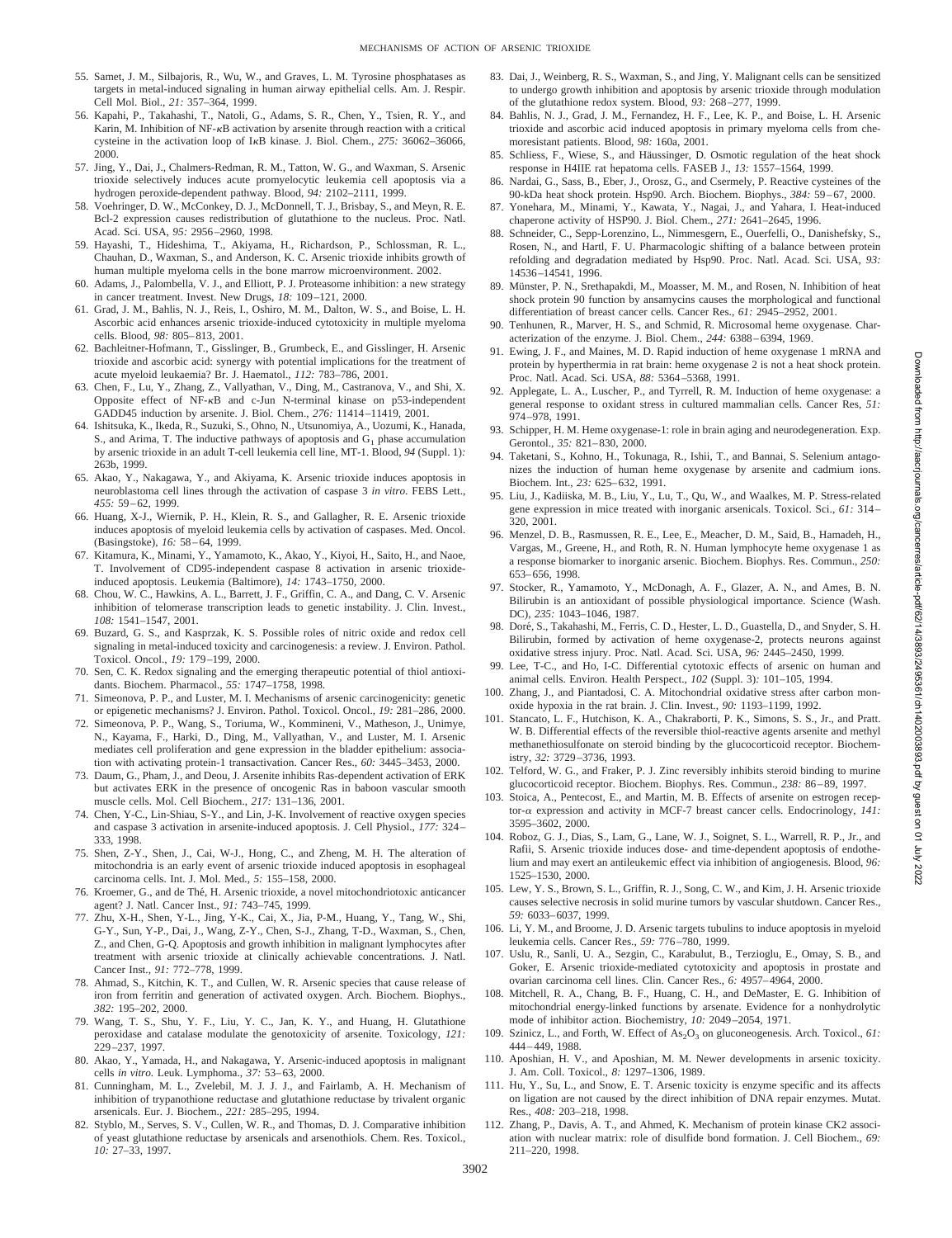55. Samet, J. M., Silbajoris, R., Wu, W., and Graves, L. M. Tyrosine phosphatases as targets in metal-induced signaling in human airway epithelial cells. Am. J. Respir. Cell Mol. Biol., *21:* 357–364, 1999.
56. Kapahi, P., Takahashi, T., Natoli, G., Adams, S. R., Chen, Y., Tsien, R. Y., and Karin, M. Inhibition of NF-κB activation by arsenite through reaction with a critical cysteine in the activation loop of IκB kinase. J. Biol. Chem., *275:* 36062–36066, 2000.
57. Jing, Y., Dai, J., Chalmers-Redman, R. M., Tatton, W. G., and Waxman, S. Arsenic trioxide selectively induces acute promyelocytic leukemia cell apoptosis via a hydrogen peroxide-dependent pathway. Blood, *94:* 2102–2111, 1999.
58. Voehringer, D. W., McConkey, D. J., McDonnell, T. J., Brisbay, S., and Meyn, R. E. Bcl-2 expression causes redistribution of glutathione to the nucleus. Proc. Natl. Acad. Sci. USA, *95:* 2956–2960, 1998.
59. Hayashi, T., Hideshima, T., Akiyama, H., Richardson, P., Schlossman, R. L., Chauhan, D., Waxman, S., and Anderson, K. C. Arsenic trioxide inhibits growth of human multiple myeloma cells in the bone marrow microenvironment. 2002.
60. Adams, J., Palombella, V. J., and Elliott, P. J. Proteasome inhibition: a new strategy in cancer treatment. Invest. New Drugs, *18:* 109–121, 2000.
61. Grad, J. M., Bahlis, N. J., Reis, I., Oshiro, M. M., Dalton, W. S., and Boise, L. H. Ascorbic acid enhances arsenic trioxide-induced cytotoxicity in multiple myeloma cells. Blood, *98:* 805–813, 2001.
62. Bachleitner-Hofmann, T., Gisslinger, B., Grumbeck, E., and Gisslinger, H. Arsenic trioxide and ascorbic acid: synergy with potential implications for the treatment of acute myeloid leukaemia? Br. J. Haematol., *112:* 783–786, 2001.
63. Chen, F., Lu, Y., Zhang, Z., Vallyathan, V., Ding, M., Castranova, V., and Shi, X. Opposite effect of NF-κB and c-Jun N-terminal kinase on p53-independent GADD45 induction by arsenite. J. Biol. Chem., *276:* 11414–11419, 2001.
64. Ishitsuka, K., Ikeda, R., Suzuki, S., Ohno, N., Utsunomiya, A., Uozumi, K., Hanada, S., and Arima, T. The inductive pathways of apoptosis and $G_1$ phase accumulation by arsenic trioxide in an adult T-cell leukemia cell line, MT-1. Blood, *94* (Suppl. 1)*:* 263b, 1999.
65. Akao, Y., Nakagawa, Y., and Akiyama, K. Arsenic trioxide induces apoptosis in neuroblastoma cell lines through the activation of caspase 3 *in vitro.* FEBS Lett., *455:* 59–62, 1999.
66. Huang, X-J., Wiernik, P. H., Klein, R. S., and Gallagher, R. E. Arsenic trioxide induces apoptosis of myeloid leukemia cells by activation of caspases. Med. Oncol. (Basingstoke), *16:* 58–64, 1999.
67. Kitamura, K., Minami, Y., Yamamoto, K., Akao, Y., Kiyoi, H., Saito, H., and Naoe, T. Involvement of CD95-independent caspase 8 activation in arsenic trioxide-induced apoptosis. Leukemia (Baltimore), *14:* 1743–1750, 2000.
68. Chou, W. C., Hawkins, A. L., Barrett, J. F., Griffin, C. A., and Dang, C. V. Arsenic inhibition of telomerase transcription leads to genetic instability. J. Clin. Invest., *108:* 1541–1547, 2001.
69. Buzard, G. S., and Kasprzak, K. S. Possible roles of nitric oxide and redox cell signaling in metal-induced toxicity and carcinogenesis: a review. J. Environ. Pathol. Toxicol. Oncol., *19:* 179–199, 2000.
70. Sen, C. K. Redox signaling and the emerging therapeutic potential of thiol antioxidants. Biochem. Pharmacol., *55:* 1747–1758, 1998.
71. Simeonova, P. P., and Luster, M. I. Mechanisms of arsenic carcinogenicity: genetic or epigenetic mechanisms? J. Environ. Pathol. Toxicol. Oncol., *19:* 281–286, 2000.
72. Simeonova, P. P., Wang, S., Toriuma, W., Kommineni, V., Matheson, J., Unimye, N., Kayama, F., Harki, D., Ding, M., Vallyathan, V., and Luster, M. I. Arsenic mediates cell proliferation and gene expression in the bladder epithelium: association with activating protein-1 transactivation. Cancer Res., *60:* 3445–3453, 2000.
73. Daum, G., Pham, J., and Deou, J. Arsenite inhibits Ras-dependent activation of ERK but activates ERK in the presence of oncogenic Ras in baboon vascular smooth muscle cells. Mol. Cell Biochem., *217:* 131–136, 2001.
74. Chen, Y-C., Lin-Shiau, S-Y., and Lin, J-K. Involvement of reactive oxygen species and caspase 3 activation in arsenite-induced apoptosis. J. Cell Physiol., *177:* 324–333, 1998.
75. Shen, Z-Y., Shen, J., Cai, W-J., Hong, C., and Zheng, M. H. The alteration of mitochondria is an early event of arsenic trioxide induced apoptosis in esophageal carcinoma cells. Int. J. Mol. Med., *5:* 155–158, 2000.
76. Kroemer, G., and de Thé, H. Arsenic trioxide, a novel mitochondriotoxic anticancer agent? J. Natl. Cancer Inst., *91:* 743–745, 1999.
77. Zhu, X-H., Shen, Y-L., Jing, Y-K., Cai, X., Jia, P-M., Huang, Y., Tang, W., Shi, G-Y., Sun, Y-P., Dai, J., Wang, Z-Y., Chen, S-J., Zhang, T-D., Waxman, S., Chen, Z., and Chen, G-Q. Apoptosis and growth inhibition in malignant lymphocytes after treatment with arsenic trioxide at clinically achievable concentrations. J. Natl. Cancer Inst., *91:* 772–778, 1999.
78. Ahmad, S., Kitchin, K. T., and Cullen, W. R. Arsenic species that cause release of iron from ferritin and generation of activated oxygen. Arch. Biochem. Biophys., *382:* 195–202, 2000.
79. Wang, T. S., Shu, Y. F., Liu, Y. C., Jan, K. Y., and Huang, H. Glutathione peroxidase and catalase modulate the genotoxicity of arsenite. Toxicology, *121:* 229–237, 1997.
80. Akao, Y., Yamada, H., and Nakagawa, Y. Arsenic-induced apoptosis in malignant cells *in vitro.* Leuk. Lymphoma., *37:* 53–63, 2000.
81. Cunningham, M. L., Zvelebil, M. J. J., and Fairlamb, A. H. Mechanism of inhibition of trypanothione reductase and glutathione reductase by trivalent organic arsenicals. Eur. J. Biochem., *221:* 285–295, 1994.
82. Styblo, M., Serves, S. V., Cullen, W. R., and Thomas, D. J. Comparative inhibition of yeast glutathione reductase by arsenicals and arsenothiols. Chem. Res. Toxicol., *10:* 27–33, 1997.
83. Dai, J., Weinberg, R. S., Waxman, S., and Jing, Y. Malignant cells can be sensitized to undergo growth inhibition and apoptosis by arsenic trioxide through modulation of the glutathione redox system. Blood, *93:* 268–277, 1999.
84. Bahlis, N. J., Grad, J. M., Fernandez, H. F., Lee, K. P., and Boise, L. H. Arsenic trioxide and ascorbic acid induced apoptosis in primary myeloma cells from chemoresistant patients. Blood, *98:* 160a, 2001.
85. Schliess, F., Wiese, S., and Häussinger, D. Osmotic regulation of the heat shock response in H4IIE rat hepatoma cells. FASEB J., *13:* 1557–1564, 1999.
86. Nardai, G., Sass, B., Eber, J., Orosz, G., and Csermely, P. Reactive cysteines of the 90-kDa heat shock protein. Hsp90. Arch. Biochem. Biophys., *384:* 59–67, 2000.
87. Yonehara, M., Minami, Y., Kawata, Y., Nagai, J., and Yahara, I. Heat-induced chaperone activity of HSP90. J. Biol. Chem., *271:* 2641–2645, 1996.
88. Schneider, C., Sepp-Lorenzino, L., Nimmesgern, E., Ouerfelli, O., Danishefsky, S., Rosen, N., and Hartl, F. U. Pharmacologic shifting of a balance between protein refolding and degradation mediated by Hsp90. Proc. Natl. Acad. Sci. USA, *93:* 14536–14541, 1996.
89. Münster, P. N., Srethapakdi, M., Moasser, M. M., and Rosen, N. Inhibition of heat shock protein 90 function by ansamycins causes the morphological and functional differentiation of breast cancer cells. Cancer Res., *61:* 2945–2952, 2001.
90. Tenhunen, R., Marver, H. S., and Schmid, R. Microsomal heme oxygenase. Characterization of the enzyme. J. Biol. Chem., *244:* 6388–6394, 1969.
91. Ewing, J. F., and Maines, M. D. Rapid induction of heme oxygenase 1 mRNA and protein by hyperthermia in rat brain: heme oxygenase 2 is not a heat shock protein. Proc. Natl. Acad. Sci. USA, *88:* 5364–5368, 1991.
92. Applegate, L. A., Luscher, P., and Tyrrell, R. M. Induction of heme oxygenase: a general response to oxidant stress in cultured mammalian cells. Cancer Res, *51:* 974–978, 1991.
93. Schipper, H. M. Heme oxygenase-1: role in brain aging and neurodegeneration. Exp. Gerontol., *35:* 821–830, 2000.
94. Taketani, S., Kohno, H., Tokunaga, R., Ishii, T., and Bannai, S. Selenium antagonizes the induction of human heme oxygenase by arsenite and cadmium ions. Biochem. Int., *23:* 625–632, 1991.
95. Liu, J., Kadiiska, M. B., Liu, Y., Lu, T., Qu, W., and Waalkes, M. P. Stress-related gene expression in mice treated with inorganic arsenicals. Toxicol. Sci., *61:* 314–320, 2001.
96. Menzel, D. B., Rasmussen, R. E., Lee, E., Meacher, D. M., Said, B., Hamadeh, H., Vargas, M., Greene, H., and Roth, R. N. Human lymphocyte heme oxygenase 1 as a response biomarker to inorganic arsenic. Biochem. Biophys. Res. Commun., *250:* 653–656, 1998.
97. Stocker, R., Yamamoto, Y., McDonagh, A. F., Glazer, A. N., and Ames, B. N. Bilirubin is an antioxidant of possible physiological importance. Science (Wash. DC), *235:* 1043–1046, 1987.
98. Doré, S., Takahashi, M., Ferris, C. D., Hester, L. D., Guastella, D., and Snyder, S. H. Bilirubin, formed by activation of heme oxygenase-2, protects neurons against oxidative stress injury. Proc. Natl. Acad. Sci. USA, *96:* 2445–2450, 1999.
99. Lee, T-C., and Ho, I-C. Differential cytotoxic effects of arsenic on human and animal cells. Environ. Health Perspect., *102* (Suppl. 3)*:* 101–105, 1994.
100. Zhang, J., and Piantadosi, C. A. Mitochondrial oxidative stress after carbon monoxide hypoxia in the rat brain. J. Clin. Invest., *90:* 1193–1199, 1992.
101. Stancato, L. F., Hutchison, K. A., Chakraborti, P. K., Simons, S. S., Jr., and Pratt. W. B. Differential effects of the reversible thiol-reactive agents arsenite and methyl methanethiosulfonate on steroid binding by the glucocorticoid receptor. Biochemistry, *32:* 3729–3736, 1993.
102. Telford, W. G., and Fraker, P. J. Zinc reversibly inhibits steroid binding to murine glucocorticoid receptor. Biochem. Biophys. Res. Commun., *238:* 86–89, 1997.
103. Stoica, A., Pentecost, E., and Martin, M. B. Effects of arsenite on estrogen receptor-α expression and activity in MCF-7 breast cancer cells. Endocrinology, *141:* 3595–3602, 2000.
104. Roboz, G. J., Dias, S., Lam, G., Lane, W. J., Soignet, S. L., Warrell, R. P., Jr., and Rafii, S. Arsenic trioxide induces dose- and time-dependent apoptosis of endothelium and may exert an antileukemic effect via inhibition of angiogenesis. Blood, *96:* 1525–1530, 2000.
105. Lew, Y. S., Brown, S. L., Griffin, R. J., Song, C. W., and Kim, J. H. Arsenic trioxide causes selective necrosis in solid murine tumors by vascular shutdown. Cancer Res., *59:* 6033–6037, 1999.
106. Li, Y. M., and Broome, J. D. Arsenic targets tubulins to induce apoptosis in myeloid leukemia cells. Cancer Res., *59:* 776–780, 1999.
107. Uslu, R., Sanli, U. A., Sezgin, C., Karabulut, B., Terzioglu, E., Omay, S. B., and Goker, E. Arsenic trioxide-mediated cytotoxicity and apoptosis in prostate and ovarian carcinoma cell lines. Clin. Cancer Res., *6:* 4957–4964, 2000.
108. Mitchell, R. A., Chang, B. F., Huang, C. H., and DeMaster, E. G. Inhibition of mitochondrial energy-linked functions by arsenate. Evidence for a nonhydrolytic mode of inhibitor action. Biochemistry, *10:* 2049–2054, 1971.
109. Szinicz, L., and Forth, W. Effect of $As_2O_3$ on gluconeogenesis. Arch. Toxicol., *61:* 444–449, 1988.
110. Aposhian, H. V., and Aposhian, M. M. Newer developments in arsenic toxicity. J. Am. Coll. Toxicol., *8:* 1297–1306, 1989.
111. Hu, Y., Su, L., and Snow, E. T. Arsenic toxicity is enzyme specific and its affects on ligation are not caused by the direct inhibition of DNA repair enzymes. Mutat. Res., *408:* 203–218, 1998.
112. Zhang, P., Davis, A. T., and Ahmed, K. Mechanism of protein kinase CK2 association with nuclear matrix: role of disulfide bond formation. J. Cell Biochem., *69:* 211–220, 1998.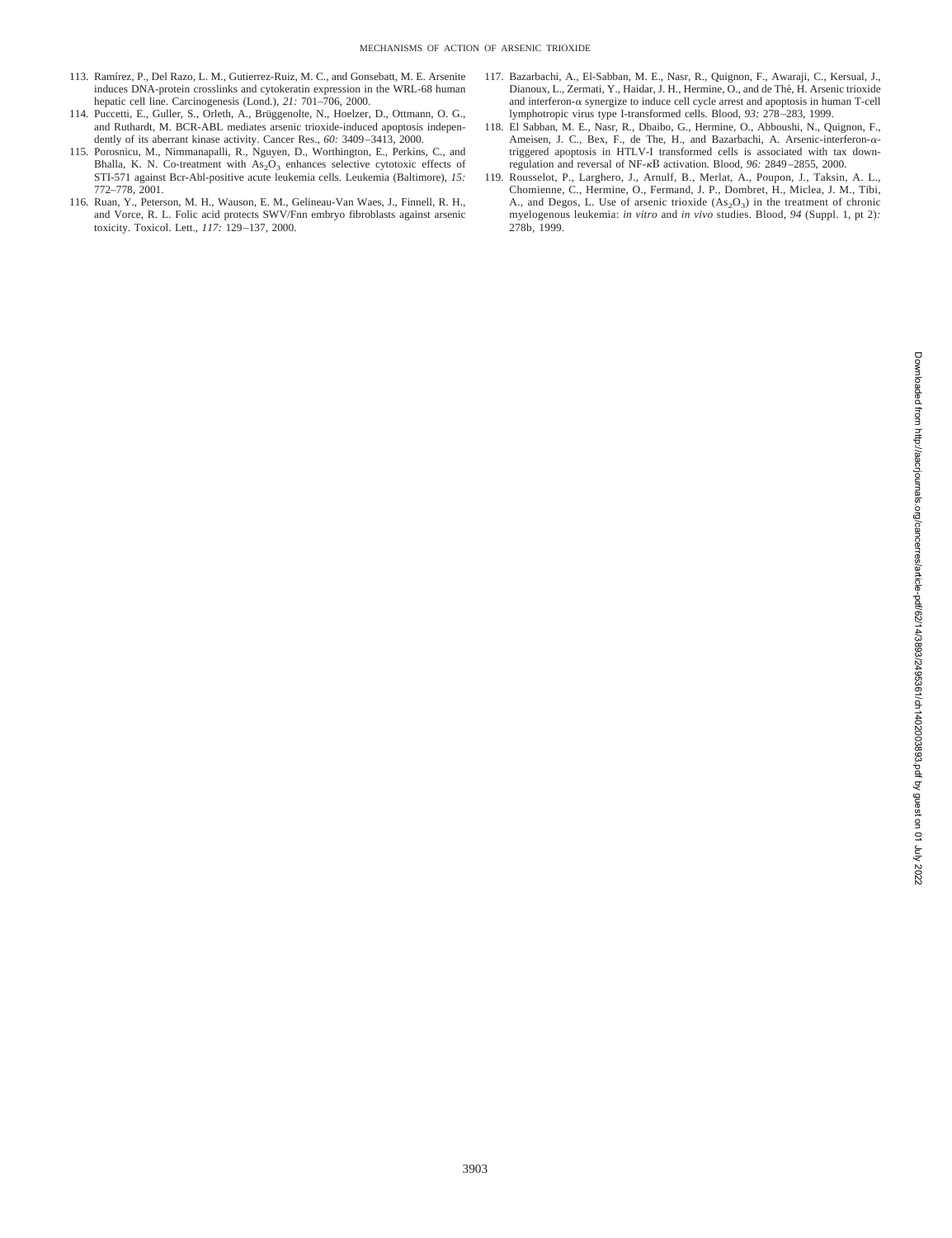113. Ramírez, P., Del Razo, L. M., Gutierrez-Ruiz, M. C., and Gonsebatt, M. E. Arsenite induces DNA-protein crosslinks and cytokeratin expression in the WRL-68 human hepatic cell line. Carcinogenesis (Lond.), *21:* 701–706, 2000.
114. Puccetti, E., Guller, S., Orleth, A., Brüggenolte, N., Hoelzer, D., Ottmann, O. G., and Ruthardt, M. BCR-ABL mediates arsenic trioxide-induced apoptosis independently of its aberrant kinase activity. Cancer Res., *60:* 3409–3413, 2000.
115. Porosnicu, M., Nimmanapalli, R., Nguyen, D., Worthington, E., Perkins, C., and Bhalla, K. N. Co-treatment with $As_2O_3$ enhances selective cytotoxic effects of STI-571 against Bcr-Abl-positive acute leukemia cells. Leukemia (Baltimore), *15:* 772–778, 2001.
116. Ruan, Y., Peterson, M. H., Wauson, E. M., Gelineau-Van Waes, J., Finnell, R. H., and Vorce, R. L. Folic acid protects SWV/Fnn embryo fibroblasts against arsenic toxicity. Toxicol. Lett., *117:* 129–137, 2000.
117. Bazarbachi, A., El-Sabban, M. E., Nasr, R., Quignon, F., Awaraji, C., Kersual, J., Dianoux, L., Zermati, Y., Haidar, J. H., Hermine, O., and de Thé, H. Arsenic trioxide and interferon-$\alpha$ synergize to induce cell cycle arrest and apoptosis in human T-cell lymphotropic virus type I-transformed cells. Blood, *93:* 278–283, 1999.
118. El Sabban, M. E., Nasr, R., Dbaibo, G., Hermine, O., Abboushi, N., Quignon, F., Ameisen, J. C., Bex, F., de The, H., and Bazarbachi, A. Arsenic-interferon-$\alpha$-triggered apoptosis in HTLV-I transformed cells is associated with tax down-regulation and reversal of NF-$\kappa$B activation. Blood, *96:* 2849–2855, 2000.
119. Rousselot, P., Larghero, J., Arnulf, B., Merlat, A., Poupon, J., Taksin, A. L., Chomienne, C., Hermine, O., Fermand, J. P., Dombret, H., Miclea, J. M., Tibi, A., and Degos, L. Use of arsenic trioxide ($As_2O_3$) in the treatment of chronic myelogenous leukemia: *in vitro* and *in vivo* studies. Blood, *94* (Suppl. 1, pt 2)*:* 278b, 1999.